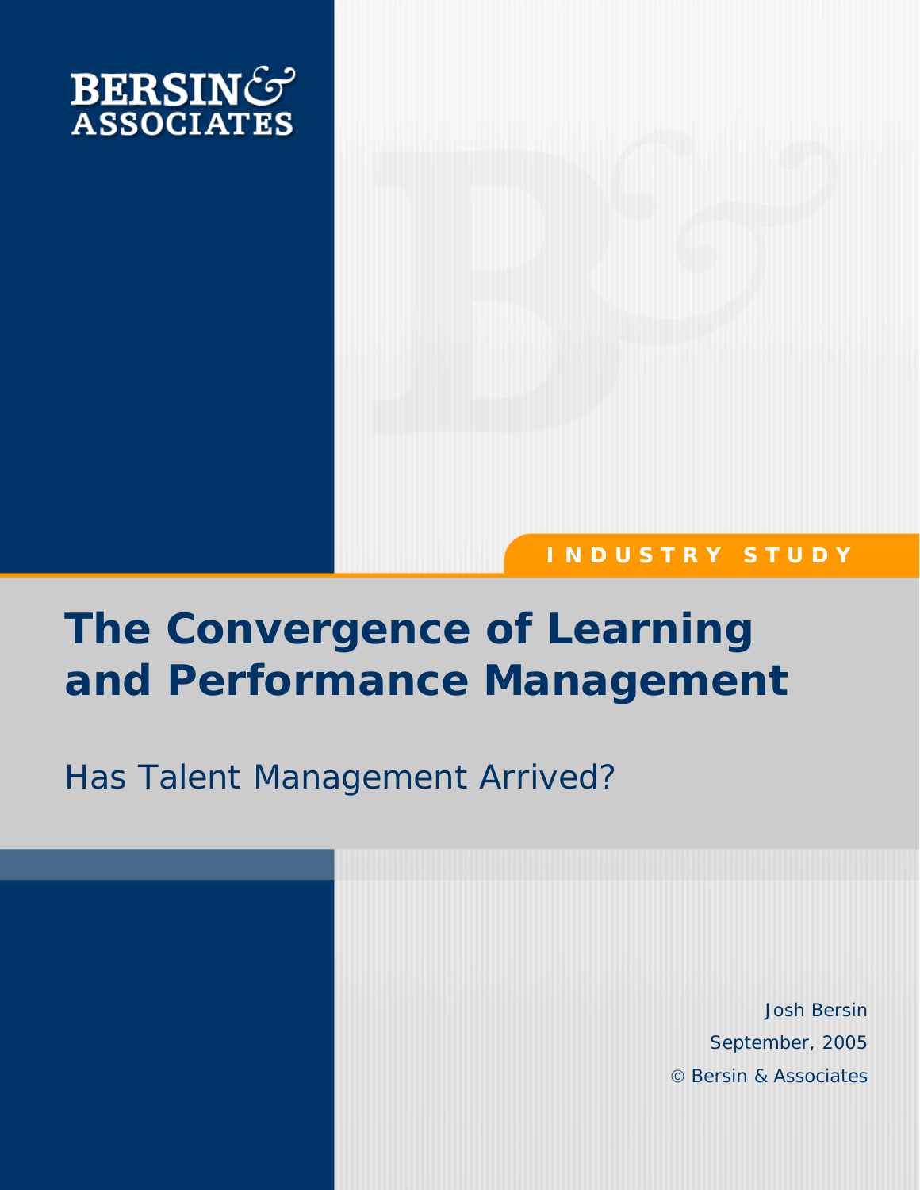BERSIN& ASSOCIATES

INDUSTRY STUDY

# The Convergence of Learning and Performance Management

## Has Talent Management Arrived?

Josh Bersin

September, 2005

© Bersin & Associates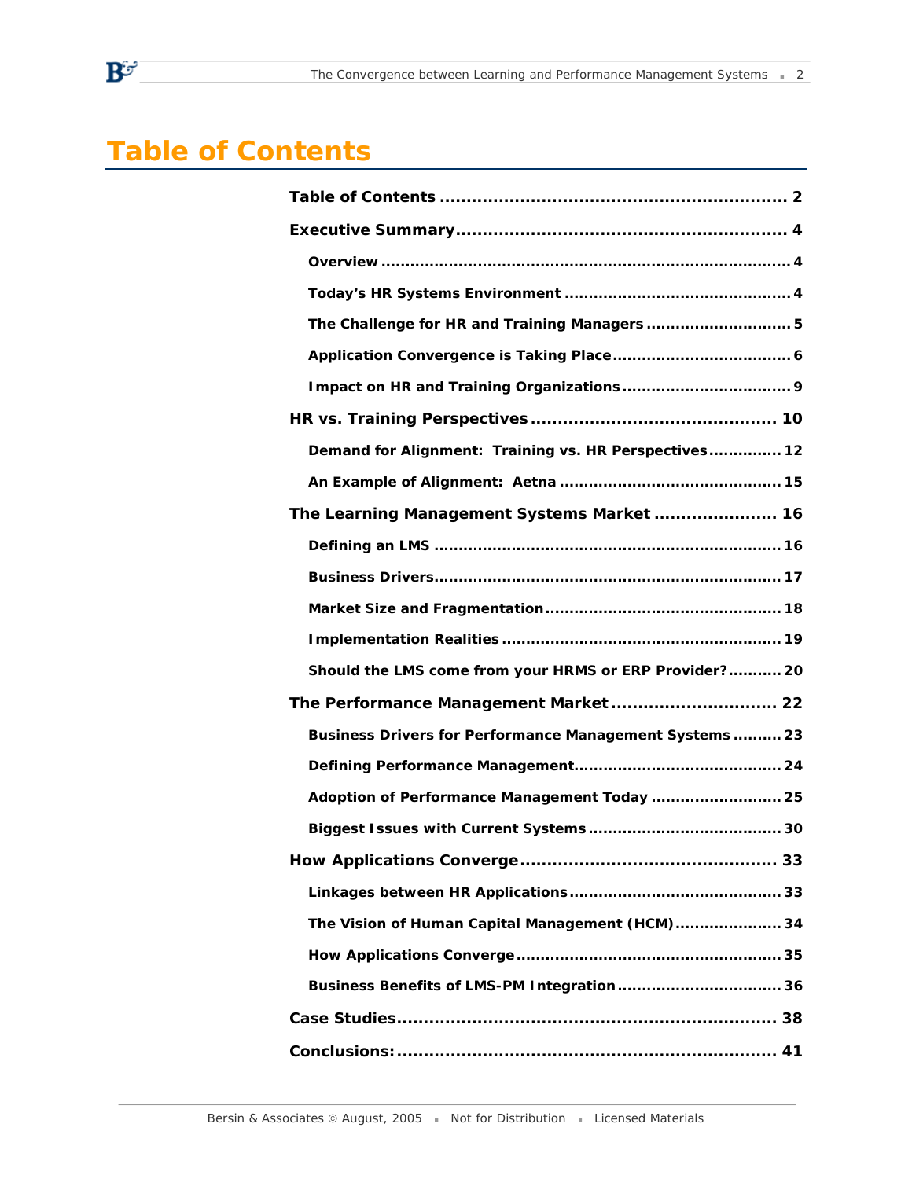# Table of Contents

**Table of Contents** ........................................................................ 2

**Executive Summary** ...................................................................... 4

- **Overview** ........................................................................................ 4
- **Today's HR Systems Environment** ................................................ 4
- **The Challenge for HR and Training Managers** ............................... 5
- **Application Convergence is Taking Place** ...................................... 6
- **Impact on HR and Training Organizations** .................................... 9

**HR vs. Training Perspectives** ....................................................... 10

- **Demand for Alignment: Training vs. HR Perspectives** ................ 12
- **An Example of Alignment: Aetna** ............................................... 15

**The Learning Management Systems Market** ................................. 16

- **Defining an LMS** ......................................................................... 16
- **Business Drivers** ......................................................................... 17
- **Market Size and Fragmentation** .................................................. 18
- **Implementation Realities** ........................................................... 19
- **Should the LMS come from your HRMS or ERP Provider?** ........... 20

**The Performance Management Market** ......................................... 22

- **Business Drivers for Performance Management Systems** ............ 23
- **Defining Performance Management** ............................................ 24
- **Adoption of Performance Management Today** ............................ 25
- **Biggest Issues with Current Systems** .......................................... 30

**How Applications Converge** ......................................................... 33

- **Linkages between HR Applications** ............................................. 33
- **The Vision of Human Capital Management (HCM)** ....................... 34
- **How Applications Converge** ........................................................ 35
- **Business Benefits of LMS-PM Integration** ................................... 36

**Case Studies** ................................................................................ 38

**Conclusions:** ................................................................................. 41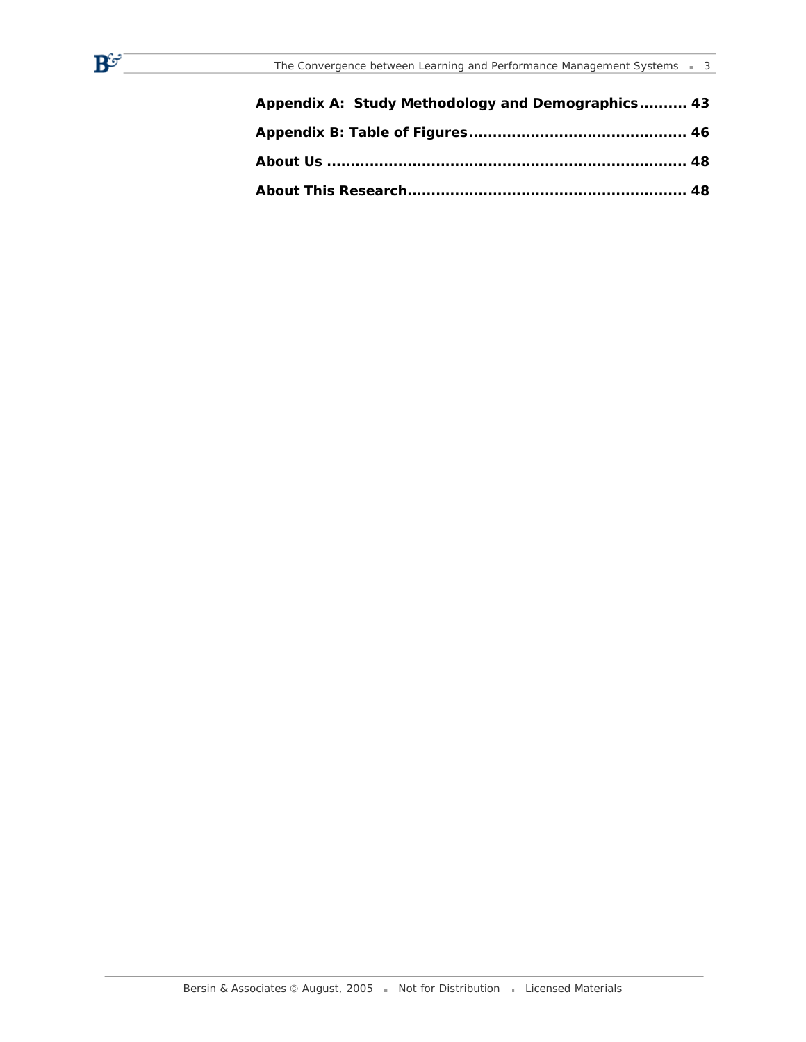**Appendix A: Study Methodology and Demographics.......... 43**

**Appendix B: Table of Figures............................................ 46**

**About Us ......................................................................... 48**

**About This Research........................................................ 48**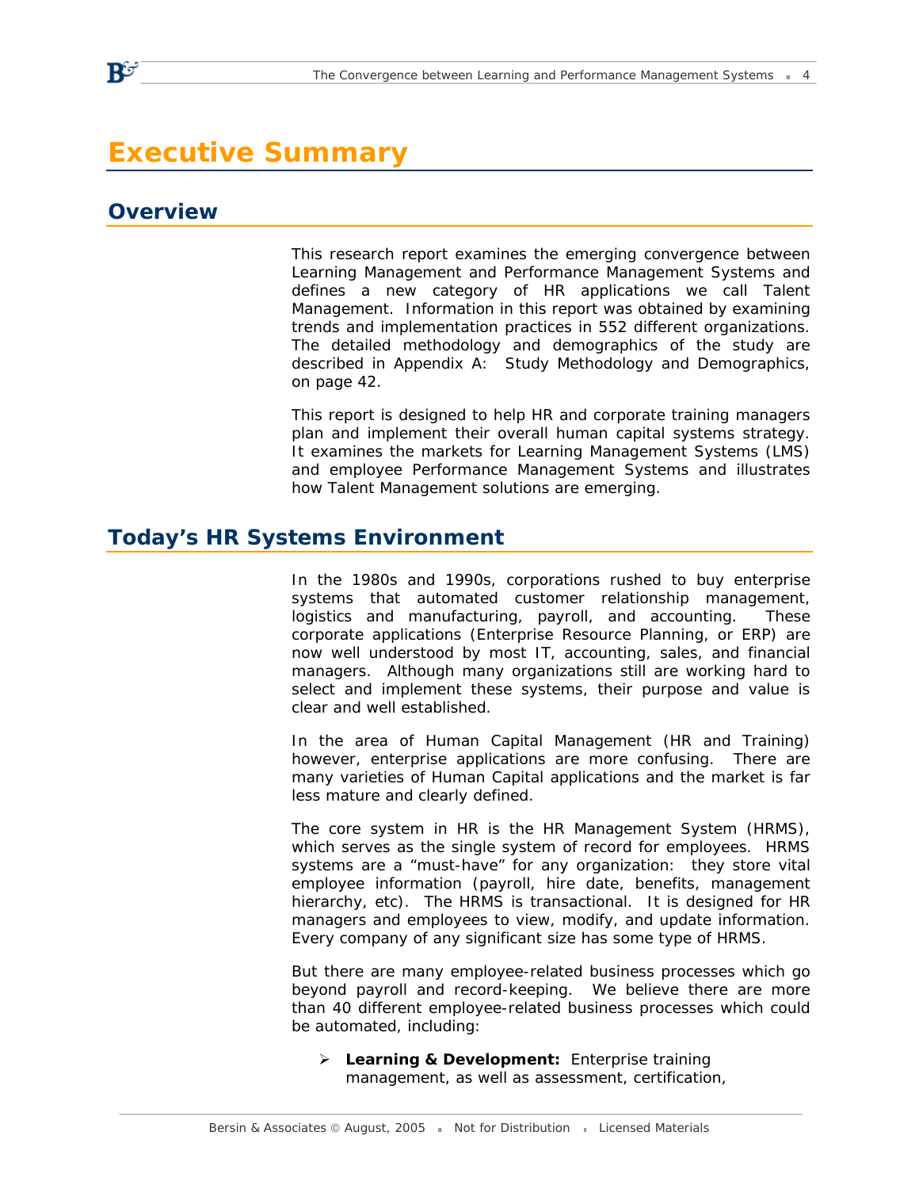# Executive Summary

## Overview

This research report examines the emerging convergence between Learning Management and Performance Management Systems and defines a new category of HR applications we call Talent Management. Information in this report was obtained by examining trends and implementation practices in 552 different organizations. The detailed methodology and demographics of the study are described in Appendix A: Study Methodology and Demographics, on page 42.

This report is designed to help HR and corporate training managers plan and implement their overall human capital systems strategy. It examines the markets for Learning Management Systems (LMS) and employee Performance Management Systems and illustrates how Talent Management solutions are emerging.

## Today's HR Systems Environment

In the 1980s and 1990s, corporations rushed to buy enterprise systems that automated customer relationship management, logistics and manufacturing, payroll, and accounting. These corporate applications (Enterprise Resource Planning, or ERP) are now well understood by most IT, accounting, sales, and financial managers. Although many organizations still are working hard to select and implement these systems, their purpose and value is clear and well established.

In the area of Human Capital Management (HR and Training) however, enterprise applications are more confusing. There are many varieties of Human Capital applications and the market is far less mature and clearly defined.

The core system in HR is the HR Management System (HRMS), which serves as the single system of record for employees. HRMS systems are a "must-have" for any organization: they store vital employee information (payroll, hire date, benefits, management hierarchy, etc). The HRMS is transactional. It is designed for HR managers and employees to view, modify, and update information. Every company of any significant size has some type of HRMS.

But there are many employee-related business processes which go beyond payroll and record-keeping. We believe there are more than 40 different employee-related business processes which could be automated, including:

- **Learning & Development:** Enterprise training management, as well as assessment, certification,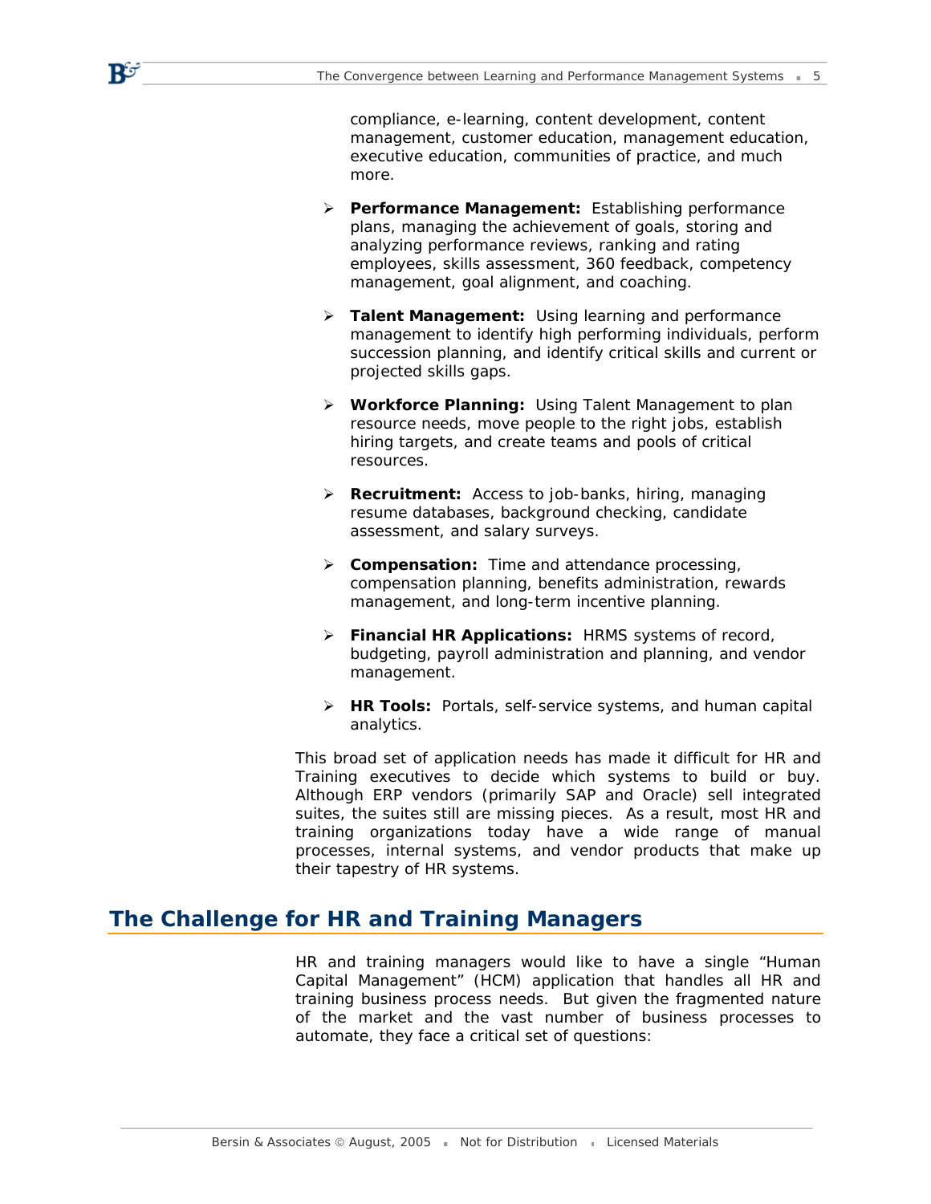compliance, e-learning, content development, content management, customer education, management education, executive education, communities of practice, and much more.

- **Performance Management:** Establishing performance plans, managing the achievement of goals, storing and analyzing performance reviews, ranking and rating employees, skills assessment, 360 feedback, competency management, goal alignment, and coaching.
- **Talent Management:** Using learning and performance management to identify high performing individuals, perform succession planning, and identify critical skills and current or projected skills gaps.
- **Workforce Planning:** Using Talent Management to plan resource needs, move people to the right jobs, establish hiring targets, and create teams and pools of critical resources.
- **Recruitment:** Access to job-banks, hiring, managing resume databases, background checking, candidate assessment, and salary surveys.
- **Compensation:** Time and attendance processing, compensation planning, benefits administration, rewards management, and long-term incentive planning.
- **Financial HR Applications:** HRMS systems of record, budgeting, payroll administration and planning, and vendor management.
- **HR Tools:** Portals, self-service systems, and human capital analytics.

This broad set of application needs has made it difficult for HR and Training executives to decide which systems to build or buy. Although ERP vendors (primarily SAP and Oracle) sell integrated suites, the suites still are missing pieces. As a result, most HR and training organizations today have a wide range of manual processes, internal systems, and vendor products that make up their tapestry of HR systems.

## The Challenge for HR and Training Managers

HR and training managers would like to have a single "Human Capital Management" (HCM) application that handles all HR and training business process needs. But given the fragmented nature of the market and the vast number of business processes to automate, they face a critical set of questions: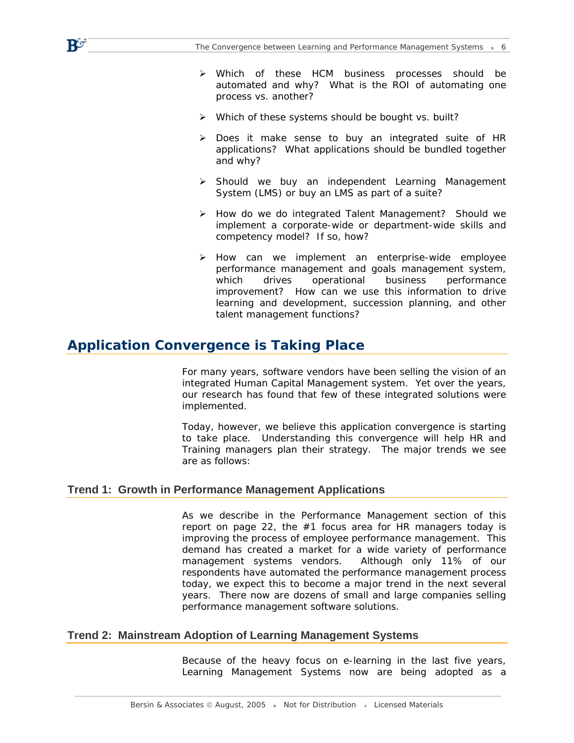- Which of these HCM business processes should be automated and why? What is the ROI of automating one process vs. another?
- Which of these systems should be bought vs. built?
- Does it make sense to buy an integrated suite of HR applications? What applications should be bundled together and why?
- Should we buy an independent Learning Management System (LMS) or buy an LMS as part of a suite?
- How do we do integrated Talent Management? Should we implement a corporate-wide or department-wide skills and competency model? If so, how?
- How can we implement an enterprise-wide employee performance management and goals management system, which drives operational business performance improvement? How can we use this information to drive learning and development, succession planning, and other talent management functions?

## Application Convergence is Taking Place

For many years, software vendors have been selling the vision of an integrated Human Capital Management system. Yet over the years, our research has found that few of these integrated solutions were implemented.

Today, however, we believe this application convergence is starting to take place. Understanding this convergence will help HR and Training managers plan their strategy. The major trends we see are as follows:

### Trend 1: Growth in Performance Management Applications

As we describe in the Performance Management section of this report on page 22, the #1 focus area for HR managers today is improving the process of employee performance management. This demand has created a market for a wide variety of performance management systems vendors. Although only 11% of our respondents have automated the performance management process today, we expect this to become a major trend in the next several years. There now are dozens of small and large companies selling performance management software solutions.

### Trend 2: Mainstream Adoption of Learning Management Systems

Because of the heavy focus on e-learning in the last five years, Learning Management Systems now are being adopted as a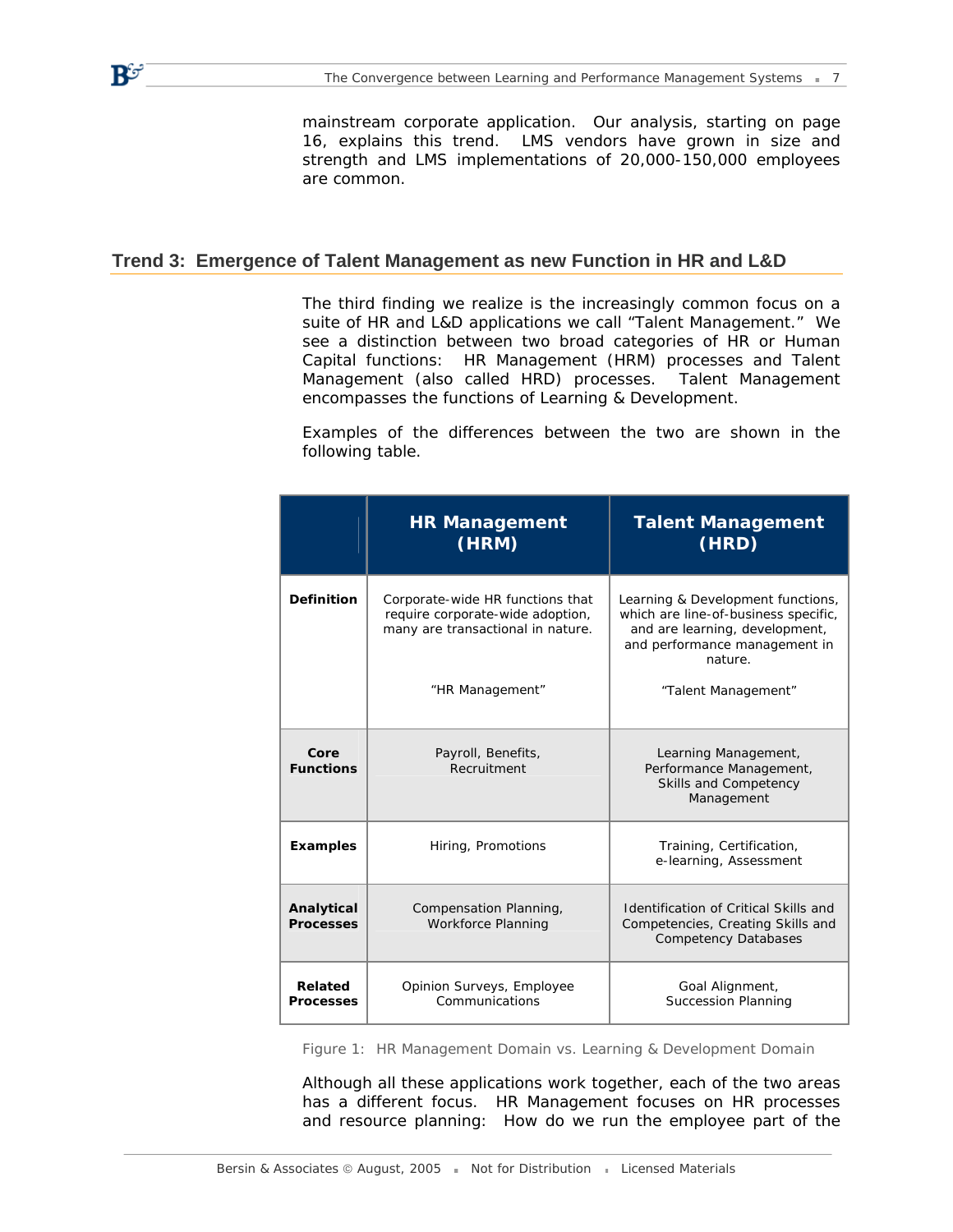mainstream corporate application. Our analysis, starting on page 16, explains this trend. LMS vendors have grown in size and strength and LMS implementations of 20,000-150,000 employees are common.

## Trend 3: Emergence of Talent Management as new Function in HR and L&D

The third finding we realize is the increasingly common focus on a suite of HR and L&D applications we call "Talent Management." We see a distinction between two broad categories of HR or Human Capital functions: HR Management (HRM) processes and Talent Management (also called HRD) processes. Talent Management encompasses the functions of Learning & Development.

Examples of the differences between the two are shown in the following table.

| | HR Management (HRM) | Talent Management (HRD) |
|---|---|---|
| **Definition** | Corporate-wide HR functions that require corporate-wide adoption, many are transactional in nature. "HR Management" | Learning & Development functions, which are line-of-business specific, and are learning, development, and performance management in nature. "Talent Management" |
| **Core Functions** | Payroll, Benefits, Recruitment | Learning Management, Performance Management, Skills and Competency Management |
| **Examples** | Hiring, Promotions | Training, Certification, e-learning, Assessment |
| **Analytical Processes** | Compensation Planning, Workforce Planning | Identification of Critical Skills and Competencies, Creating Skills and Competency Databases |
| **Related Processes** | Opinion Surveys, Employee Communications | Goal Alignment, Succession Planning |

Figure 1: HR Management Domain vs. Learning & Development Domain

Although all these applications work together, each of the two areas has a different focus. HR Management focuses on HR processes and resource planning: How do we run the employee part of the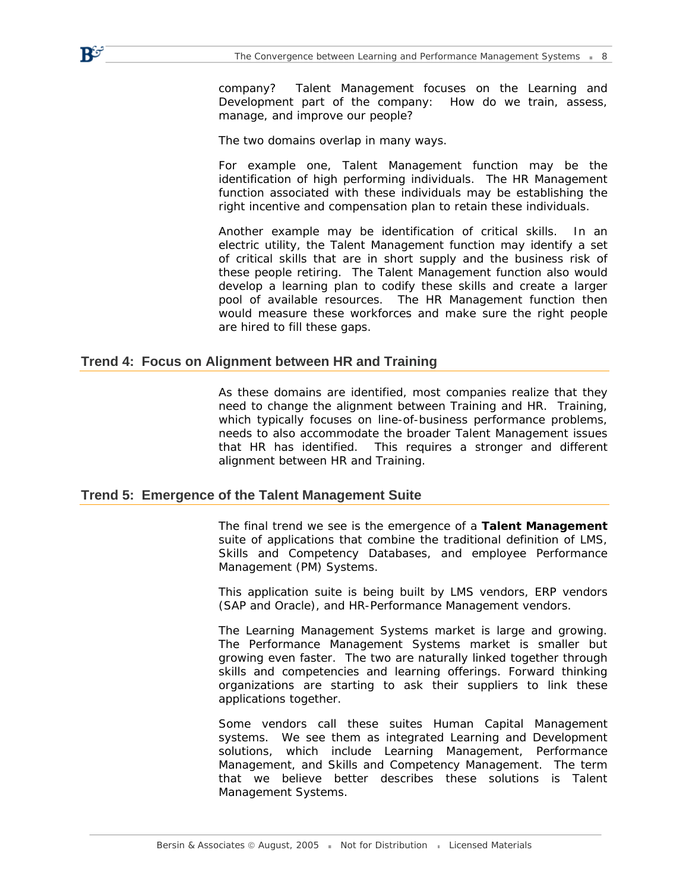company? Talent Management focuses on the Learning and Development part of the company: How do we train, assess, manage, and improve our people?

The two domains overlap in many ways.

For example one, Talent Management function may be the identification of high performing individuals. The HR Management function associated with these individuals may be establishing the right incentive and compensation plan to retain these individuals.

Another example may be identification of critical skills. In an electric utility, the Talent Management function may identify a set of critical skills that are in short supply and the business risk of these people retiring. The Talent Management function also would develop a learning plan to codify these skills and create a larger pool of available resources. The HR Management function then would measure these workforces and make sure the right people are hired to fill these gaps.

## Trend 4: Focus on Alignment between HR and Training

As these domains are identified, most companies realize that they need to change the alignment between Training and HR. Training, which typically focuses on line-of-business performance problems, needs to also accommodate the broader Talent Management issues that HR has identified. This requires a stronger and different alignment between HR and Training.

## Trend 5: Emergence of the Talent Management Suite

The final trend we see is the emergence of a **Talent Management** suite of applications that combine the traditional definition of LMS, Skills and Competency Databases, and employee Performance Management (PM) Systems.

This application suite is being built by LMS vendors, ERP vendors (SAP and Oracle), and HR-Performance Management vendors.

The Learning Management Systems market is large and growing. The Performance Management Systems market is smaller but growing even faster. The two are naturally linked together through skills and competencies and learning offerings. Forward thinking organizations are starting to ask their suppliers to link these applications together.

Some vendors call these suites Human Capital Management systems. We see them as integrated Learning and Development solutions, which include Learning Management, Performance Management, and Skills and Competency Management. The term that we believe better describes these solutions is Talent Management Systems.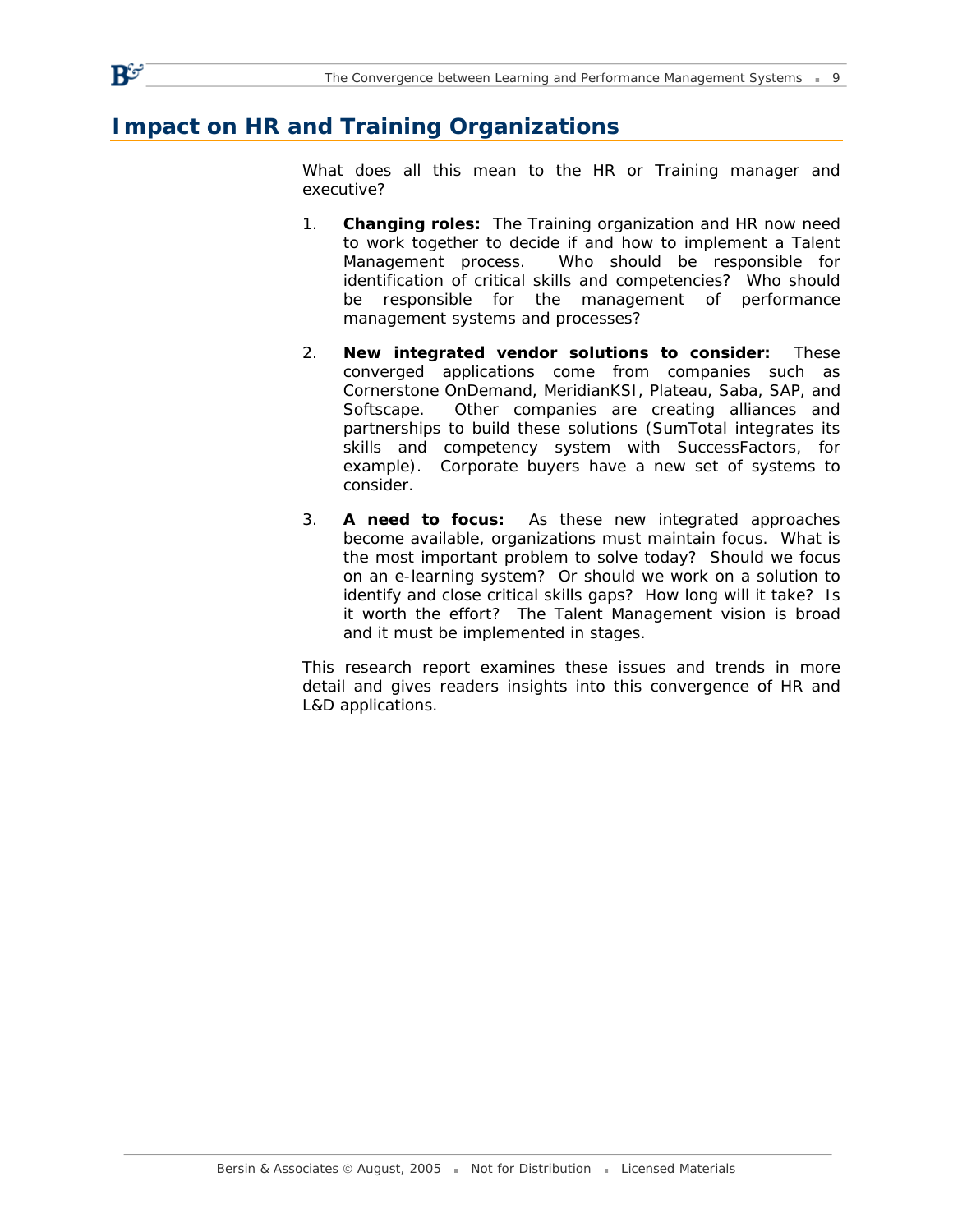## Impact on HR and Training Organizations

What does all this mean to the HR or Training manager and executive?

1. **Changing roles:** The Training organization and HR now need to work together to decide if and how to implement a Talent Management process. Who should be responsible for identification of critical skills and competencies? Who should be responsible for the management of performance management systems and processes?

2. **New integrated vendor solutions to consider:** These converged applications come from companies such as Cornerstone OnDemand, MeridianKSI, Plateau, Saba, SAP, and Softscape. Other companies are creating alliances and partnerships to build these solutions (SumTotal integrates its skills and competency system with SuccessFactors, for example). Corporate buyers have a new set of systems to consider.

3. **A need to focus:** As these new integrated approaches become available, organizations must maintain focus. What is the most important problem to solve today? Should we focus on an e-learning system? Or should we work on a solution to identify and close critical skills gaps? How long will it take? Is it worth the effort? The Talent Management vision is broad and it must be implemented in stages.

This research report examines these issues and trends in more detail and gives readers insights into this convergence of HR and L&D applications.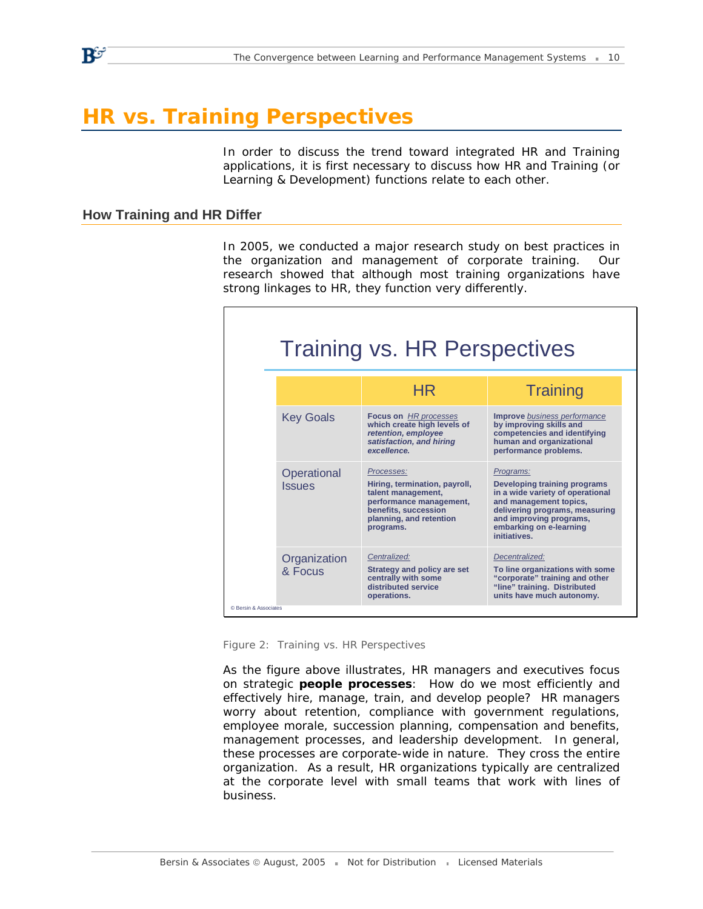# HR vs. Training Perspectives

In order to discuss the trend toward integrated HR and Training applications, it is first necessary to discuss how HR and Training (or Learning & Development) functions relate to each other.

## How Training and HR Differ

In 2005, we conducted a major research study on best practices in the organization and management of corporate training. Our research showed that although most training organizations have strong linkages to HR, they function very differently.

**Training vs. HR Perspectives**

| | HR | Training |
|---|---|---|
| Key Goals | **Focus on** ***HR processes*** **which create high levels of** ***retention, employee satisfaction, and hiring excellence.*** | **Improve** ***business performance*** **by improving skills and competencies and identifying human and organizational performance problems.** |
| Operational Issues | *Processes:* **Hiring, termination, payroll, talent management, performance management, benefits, succession planning, and retention programs.** | *Programs:* **Developing training programs in a wide variety of operational and management topics, delivering programs, measuring and improving programs, embarking on e-learning initiatives.** |
| Organization & Focus | *Centralized:* **Strategy and policy are set centrally with some distributed service operations.** | *Decentralized:* **To line organizations with some "corporate" training and other "line" training. Distributed units have much autonomy.** |

© Bersin & Associates

Figure 2: Training vs. HR Perspectives

As the figure above illustrates, HR managers and executives focus on strategic **people processes**: How do we most efficiently and effectively hire, manage, train, and develop people? HR managers worry about retention, compliance with government regulations, employee morale, succession planning, compensation and benefits, management processes, and leadership development. In general, these processes are corporate-wide in nature. They cross the entire organization. As a result, HR organizations typically are centralized at the corporate level with small teams that work with lines of business.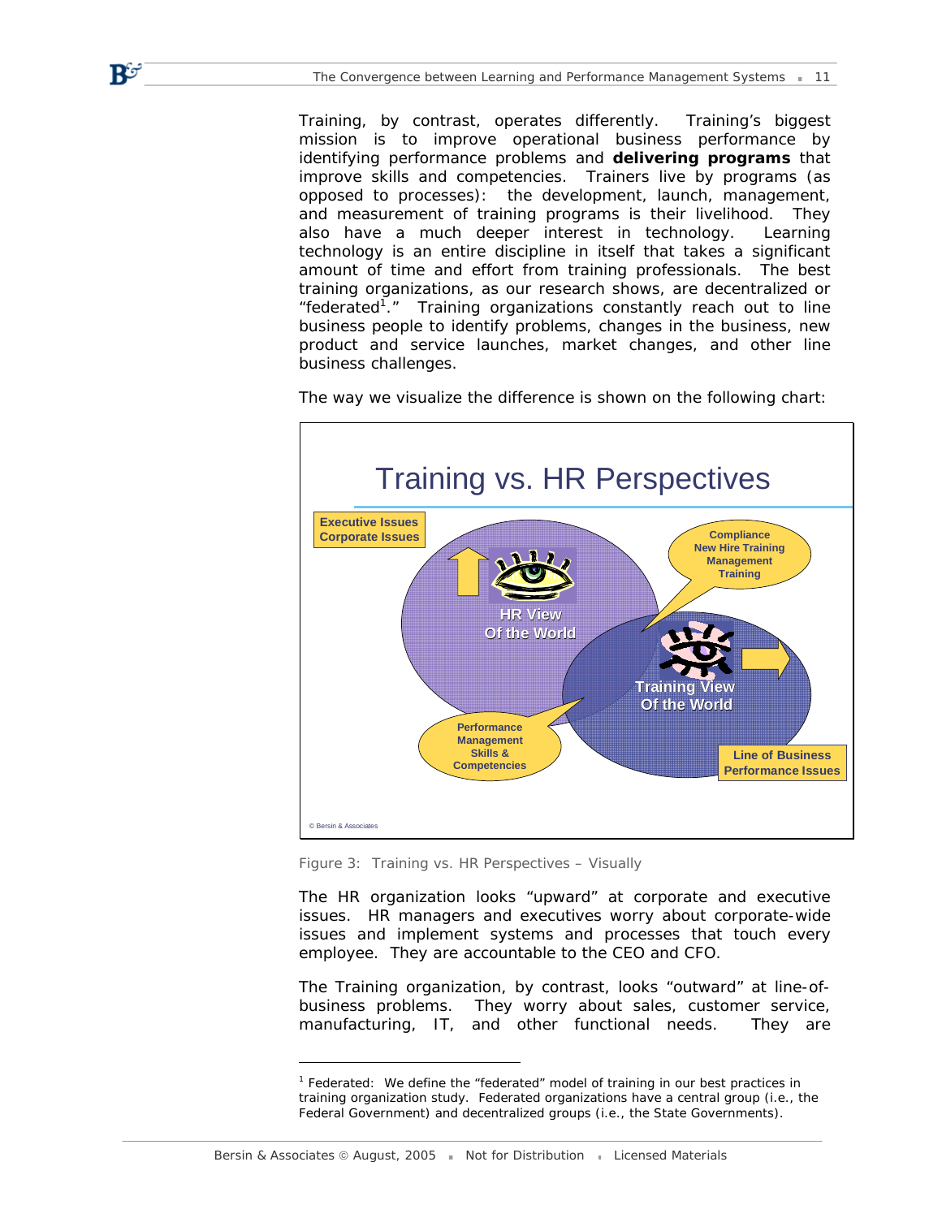Training, by contrast, operates differently. Training's biggest mission is to improve operational business performance by identifying performance problems and **delivering programs** that improve skills and competencies. Trainers live by programs (as opposed to processes): the development, launch, management, and measurement of training programs is their livelihood. They also have a much deeper interest in technology. Learning technology is an entire discipline in itself that takes a significant amount of time and effort from training professionals. The best training organizations, as our research shows, are decentralized or "federated[1]." Training organizations constantly reach out to line business people to identify problems, changes in the business, new product and service launches, market changes, and other line business challenges.

The way we visualize the difference is shown on the following chart:

Figure 3: Training vs. HR Perspectives – Visually

The HR organization looks "upward" at corporate and executive issues. HR managers and executives worry about corporate-wide issues and implement systems and processes that touch every employee. They are accountable to the CEO and CFO.

The Training organization, by contrast, looks "outward" at line-of-business problems. They worry about sales, customer service, manufacturing, IT, and other functional needs. They are

[1] Federated: We define the "federated" model of training in our best practices in training organization study. Federated organizations have a central group (i.e., the Federal Government) and decentralized groups (i.e., the State Governments).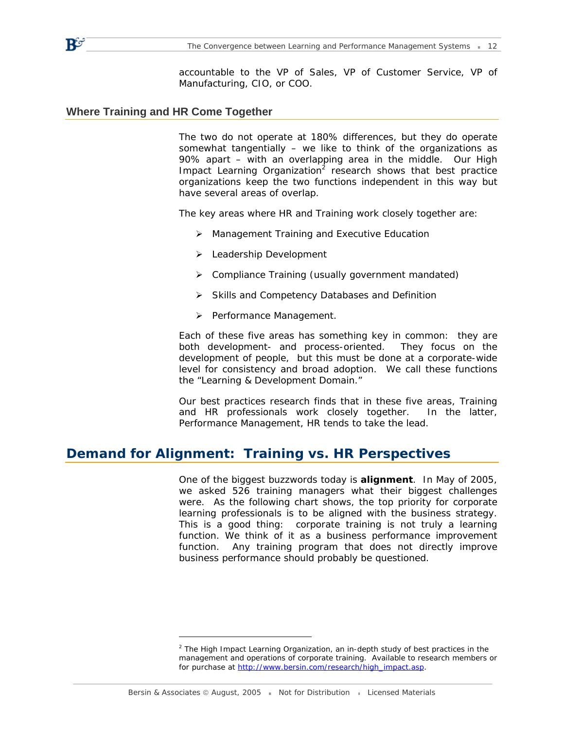accountable to the VP of Sales, VP of Customer Service, VP of Manufacturing, CIO, or COO.

### Where Training and HR Come Together

The two do not operate at 180% differences, but they do operate somewhat tangentially – we like to think of the organizations as 90% apart – with an overlapping area in the middle. Our High Impact Learning Organization[2] research shows that best practice organizations keep the two functions independent in this way but have several areas of overlap.

The key areas where HR and Training work closely together are:

- Management Training and Executive Education
- Leadership Development
- Compliance Training (usually government mandated)
- Skills and Competency Databases and Definition
- Performance Management.

Each of these five areas has something key in common: they are both development- and process-oriented. They focus on the development of people, but this must be done at a corporate-wide level for consistency and broad adoption. We call these functions the "Learning & Development Domain."

Our best practices research finds that in these five areas, Training and HR professionals work closely together. In the latter, Performance Management, HR tends to take the lead.

## Demand for Alignment: Training vs. HR Perspectives

One of the biggest buzzwords today is **alignment**. In May of 2005, we asked 526 training managers what their biggest challenges were. As the following chart shows, the top priority for corporate learning professionals is to be aligned with the business strategy. This is a good thing: corporate training is not truly a learning function. We think of it as a business performance improvement function. Any training program that does not directly improve business performance should probably be questioned.

[2] The High Impact Learning Organization, an in-depth study of best practices in the management and operations of corporate training. Available to research members or for purchase at http://www.bersin.com/research/high_impact.asp.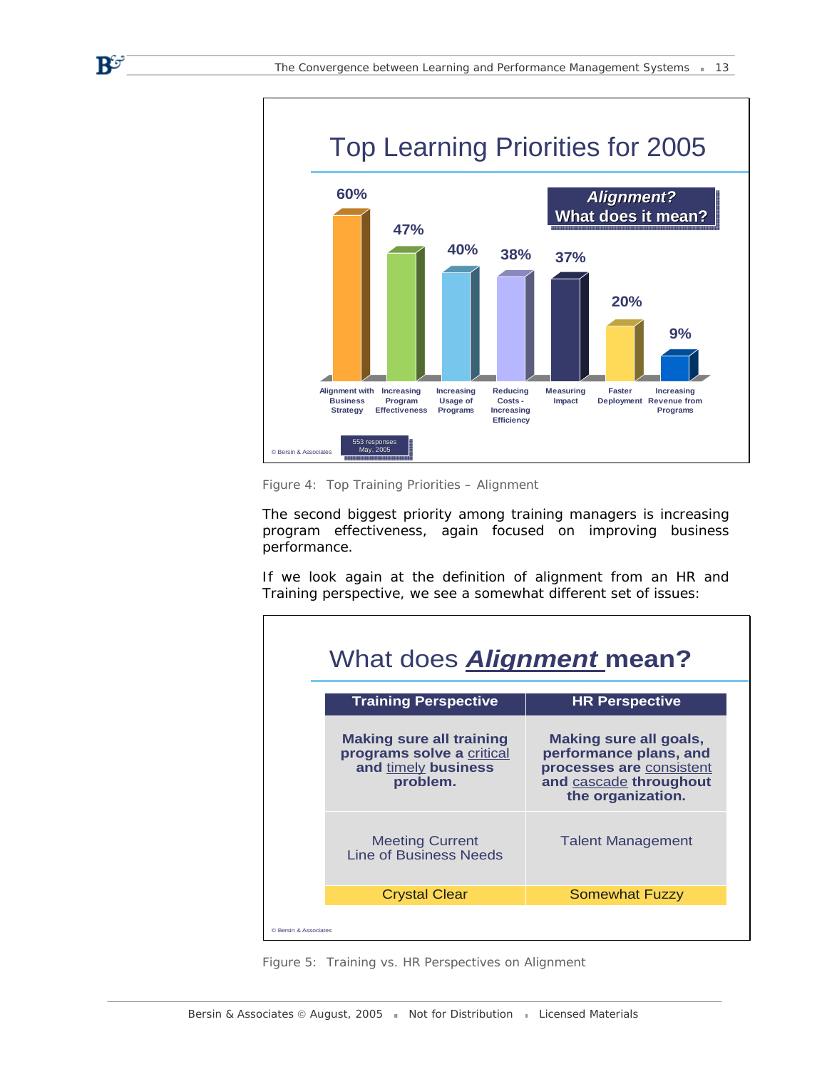## Top Learning Priorities for 2005

| Priority | Percentage |
|---|---|
| Alignment with Business Strategy | 60% |
| Increasing Program Effectiveness | 47% |
| Increasing Usage of Programs | 40% |
| Reducing Costs - Increasing Efficiency | 38% |
| Measuring Impact | 37% |
| Faster Deployment | 20% |
| Increasing Revenue from Programs | 9% |

**Alignment? What does it mean?**

553 responses May, 2005

© Bersin & Associates

Figure 4: Top Training Priorities – Alignment

The second biggest priority among training managers is increasing program effectiveness, again focused on improving business performance.

If we look again at the definition of alignment from an HR and Training perspective, we see a somewhat different set of issues:

## What does ***Alignment*** mean?

| Training Perspective | HR Perspective |
|---|---|
| **Making sure all training programs solve a critical and timely business problem.** | **Making sure all goals, performance plans, and processes are consistent and cascade throughout the organization.** |
| Meeting Current Line of Business Needs | Talent Management |
| Crystal Clear | Somewhat Fuzzy |

© Bersin & Associates

Figure 5: Training vs. HR Perspectives on Alignment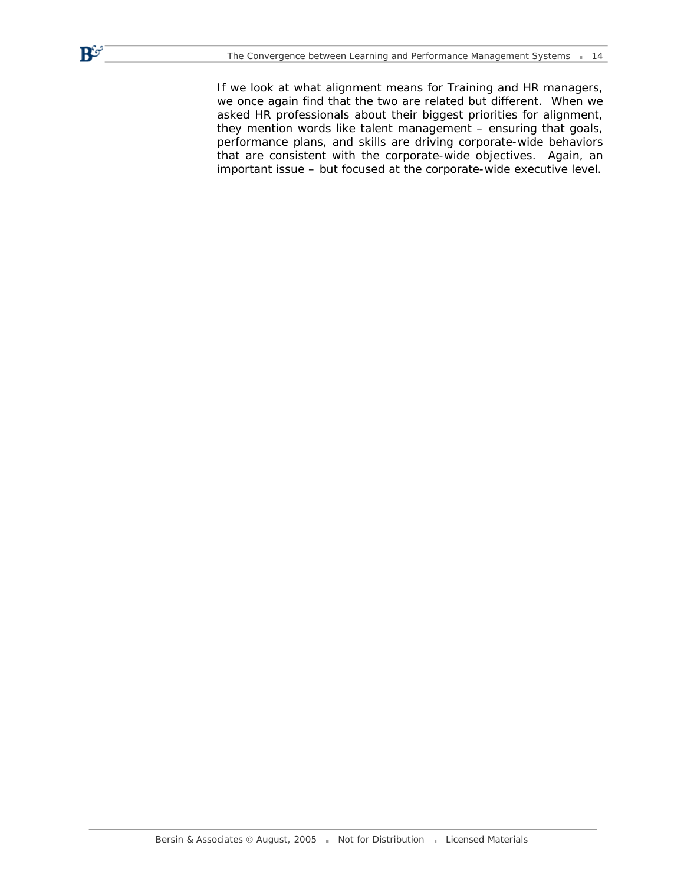If we look at what alignment means for Training and HR managers, we once again find that the two are related but different. When we asked HR professionals about their biggest priorities for alignment, they mention words like talent management – ensuring that goals, performance plans, and skills are driving corporate-wide behaviors that are consistent with the corporate-wide objectives. Again, an important issue – but focused at the corporate-wide executive level.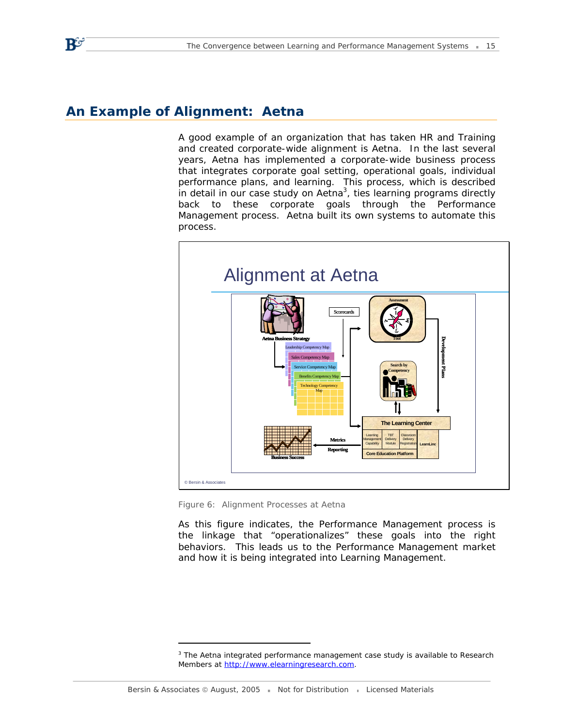## An Example of Alignment: Aetna

A good example of an organization that has taken HR and Training and created corporate-wide alignment is Aetna. In the last several years, Aetna has implemented a corporate-wide business process that integrates corporate goal setting, operational goals, individual performance plans, and learning. This process, which is described in detail in our case study on Aetna[3], ties learning programs directly back to these corporate goals through the Performance Management process. Aetna built its own systems to automate this process.

Figure 6: Alignment Processes at Aetna

As this figure indicates, the Performance Management process is the linkage that "operationalizes" these goals into the right behaviors. This leads us to the Performance Management market and how it is being integrated into Learning Management.

---

[3] The Aetna integrated performance management case study is available to Research Members at http://www.elearningresearch.com.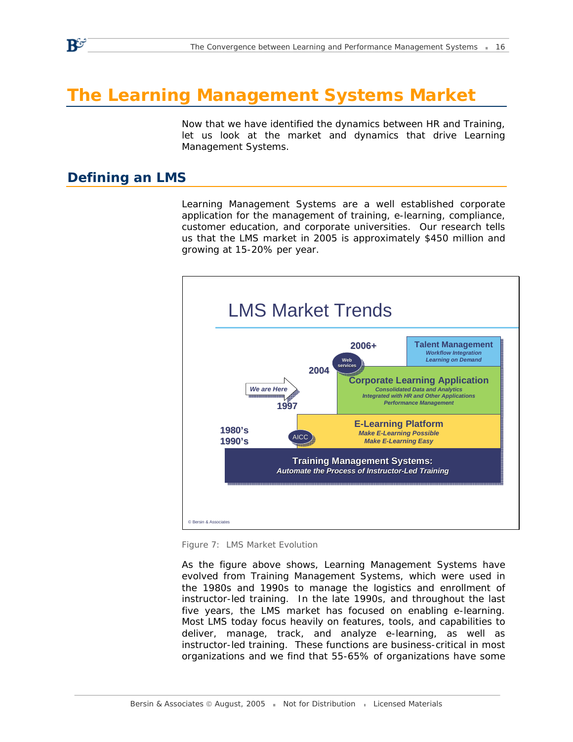# The Learning Management Systems Market

Now that we have identified the dynamics between HR and Training, let us look at the market and dynamics that drive Learning Management Systems.

## Defining an LMS

Learning Management Systems are a well established corporate application for the management of training, e-learning, compliance, customer education, and corporate universities. Our research tells us that the LMS market in 2005 is approximately $450 million and growing at 15-20% per year.

**LMS Market Trends**

- **2006+ — Talent Management:** *Workflow Integration; Learning on Demand* (Web services)
- **2004 — Corporate Learning Application:** *Consolidated Data and Analytics; Integrated with HR and Other Applications; Performance Management*
- **1997 — E-Learning Platform:** *Make E-Learning Possible; Make E-Learning Easy* (AICC) — We are Here
- **1980's / 1990's — Training Management Systems:** *Automate the Process of Instructor-Led Training*

© Bersin & Associates

Figure 7: LMS Market Evolution

As the figure above shows, Learning Management Systems have evolved from Training Management Systems, which were used in the 1980s and 1990s to manage the logistics and enrollment of instructor-led training. In the late 1990s, and throughout the last five years, the LMS market has focused on enabling e-learning. Most LMS today focus heavily on features, tools, and capabilities to deliver, manage, track, and analyze e-learning, as well as instructor-led training. These functions are business-critical in most organizations and we find that 55-65% of organizations have some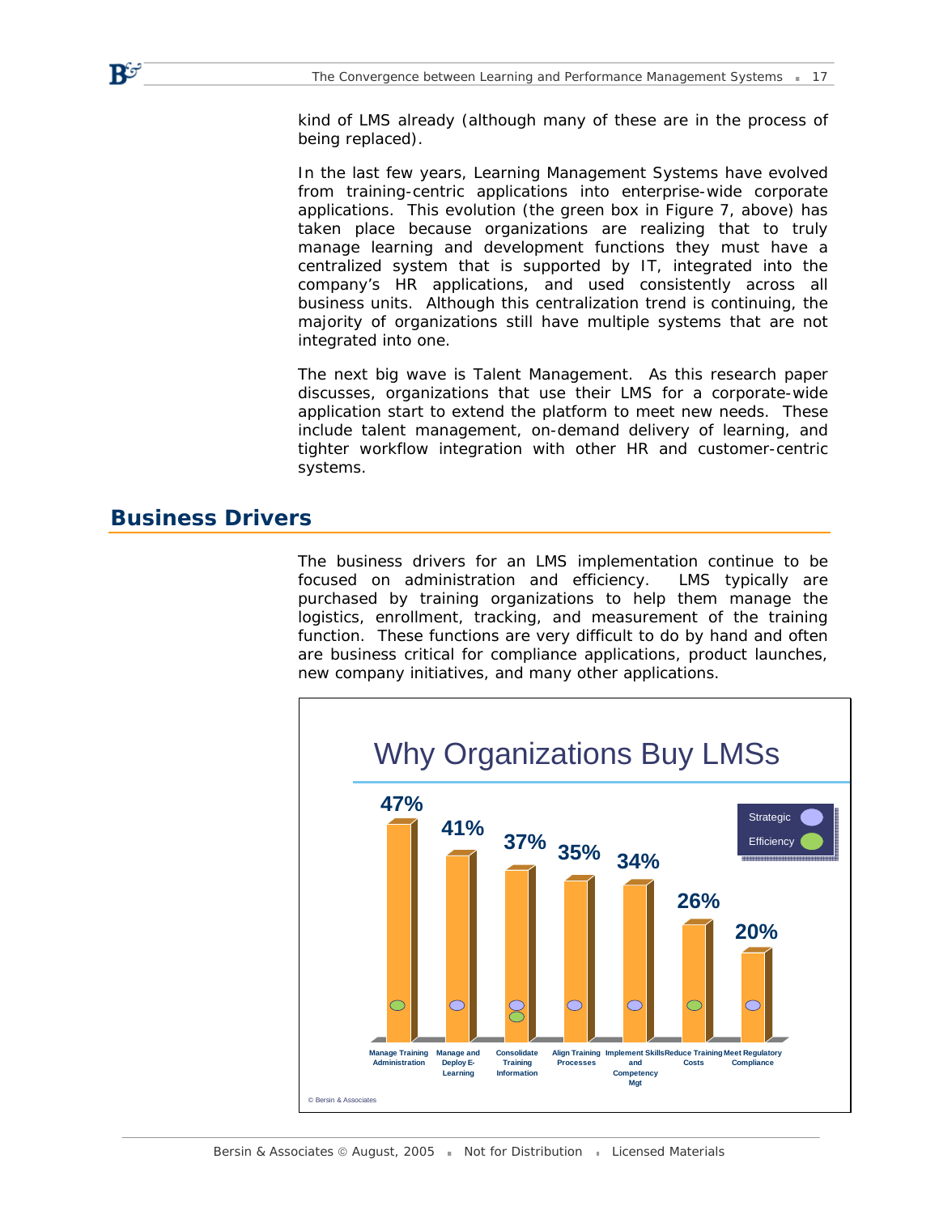kind of LMS already (although many of these are in the process of being replaced).

In the last few years, Learning Management Systems have evolved from training-centric applications into enterprise-wide corporate applications. This evolution (the green box in Figure 7, above) has taken place because organizations are realizing that to truly manage learning and development functions they must have a centralized system that is supported by IT, integrated into the company's HR applications, and used consistently across all business units. Although this centralization trend is continuing, the majority of organizations still have multiple systems that are not integrated into one.

The next big wave is Talent Management. As this research paper discusses, organizations that use their LMS for a corporate-wide application start to extend the platform to meet new needs. These include talent management, on-demand delivery of learning, and tighter workflow integration with other HR and customer-centric systems.

## Business Drivers

The business drivers for an LMS implementation continue to be focused on administration and efficiency. LMS typically are purchased by training organizations to help them manage the logistics, enrollment, tracking, and measurement of the training function. These functions are very difficult to do by hand and often are business critical for compliance applications, product launches, new company initiatives, and many other applications.

**Why Organizations Buy LMSs**

| Reason | Percentage | Type |
|---|---|---|
| Manage Training Administration | 47% | Efficiency |
| Manage and Deploy E-Learning | 41% | Strategic |
| Consolidate Training Information | 37% | Strategic, Efficiency |
| Align Training Processes | 35% | Strategic |
| Implement Skills and Competency Mgt | 34% | Strategic |
| Reduce Training Costs | 26% | Efficiency |
| Meet Regulatory Compliance | 20% | Strategic |

© Bersin & Associates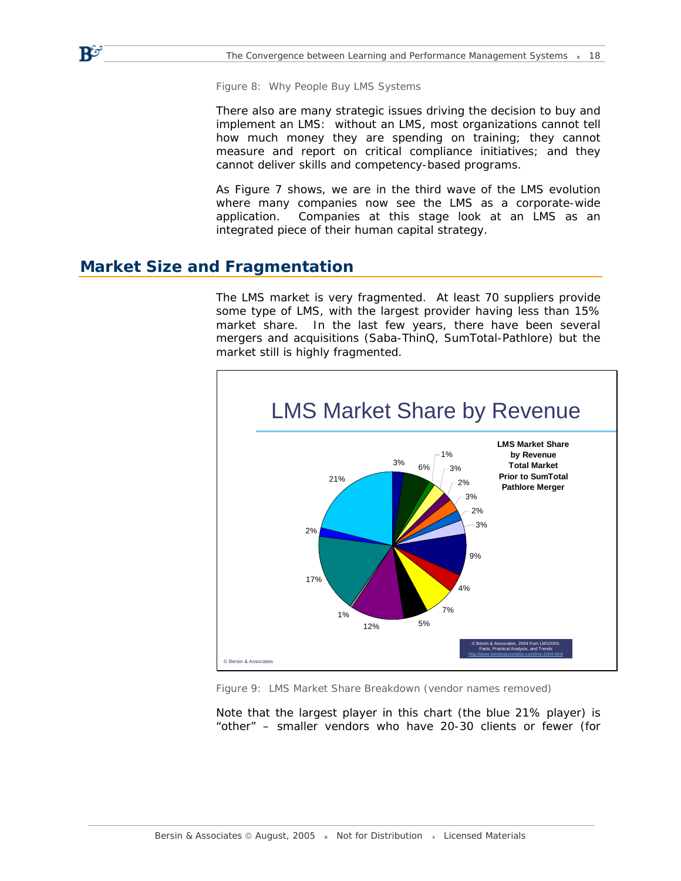Figure 8: Why People Buy LMS Systems

There also are many strategic issues driving the decision to buy and implement an LMS: without an LMS, most organizations cannot tell how much money they are spending on training; they cannot measure and report on critical compliance initiatives; and they cannot deliver skills and competency-based programs.

As Figure 7 shows, we are in the third wave of the LMS evolution where many companies now see the LMS as a corporate-wide application. Companies at this stage look at an LMS as an integrated piece of their human capital strategy.

## Market Size and Fragmentation

The LMS market is very fragmented. At least 70 suppliers provide some type of LMS, with the largest provider having less than 15% market share. In the last few years, there have been several mergers and acquisitions (Saba-ThinQ, SumTotal-Pathlore) but the market still is highly fragmented.

Figure 9: LMS Market Share Breakdown (vendor names removed)

Note that the largest player in this chart (the blue 21% player) is "other" – smaller vendors who have 20-30 clients or fewer (for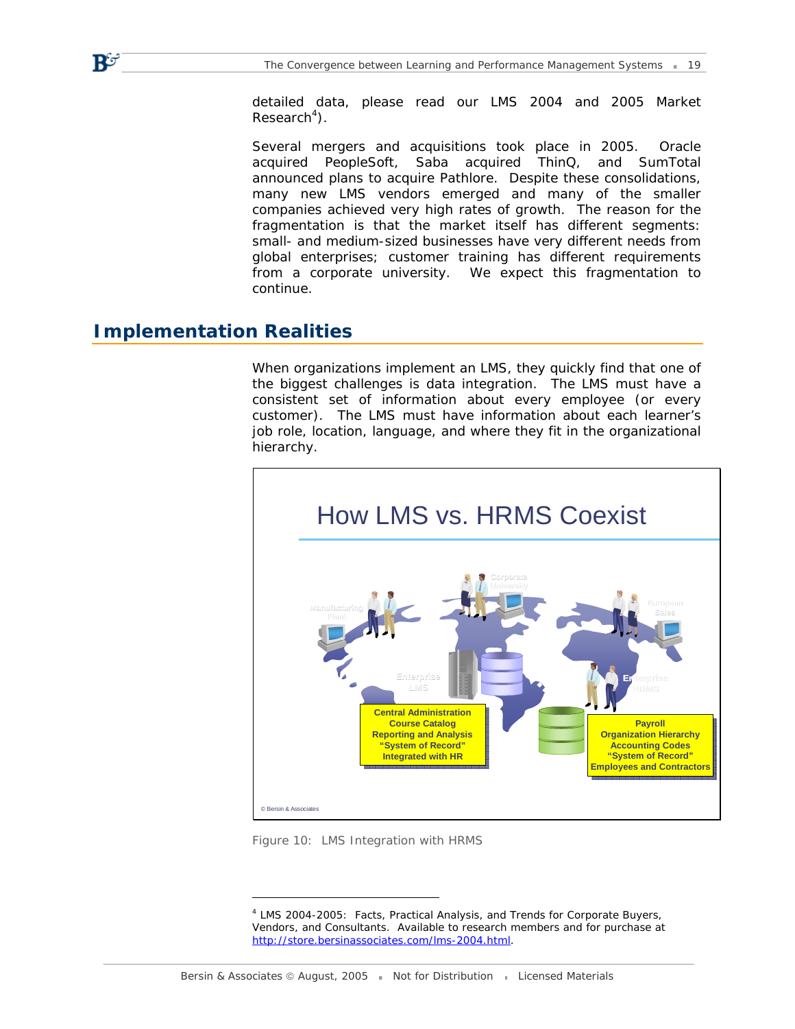detailed data, please read our LMS 2004 and 2005 Market Research[4]).

Several mergers and acquisitions took place in 2005. Oracle acquired PeopleSoft, Saba acquired ThinQ, and SumTotal announced plans to acquire Pathlore. Despite these consolidations, many new LMS vendors emerged and many of the smaller companies achieved very high rates of growth. The reason for the fragmentation is that the market itself has different segments: small- and medium-sized businesses have very different needs from global enterprises; customer training has different requirements from a corporate university. We expect this fragmentation to continue.

## Implementation Realities

When organizations implement an LMS, they quickly find that one of the biggest challenges is data integration. The LMS must have a consistent set of information about every employee (or every customer). The LMS must have information about each learner's job role, location, language, and where they fit in the organizational hierarchy.

How LMS vs. HRMS Coexist

Central Administration
Course Catalog
Reporting and Analysis
"System of Record"
Integrated with HR

Payroll
Organization Hierarchy
Accounting Codes
"System of Record"
Employees and Contractors

© Bersin & Associates

Figure 10: LMS Integration with HRMS

[4] LMS 2004-2005: Facts, Practical Analysis, and Trends for Corporate Buyers, Vendors, and Consultants. Available to research members and for purchase at http://store.bersinassociates.com/lms-2004.html.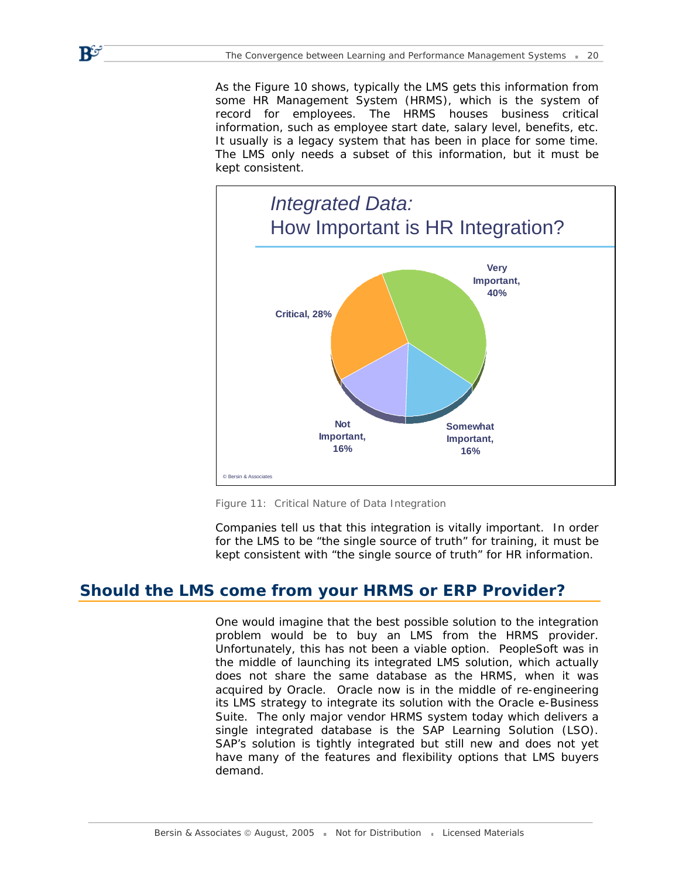As the Figure 10 shows, typically the LMS gets this information from some HR Management System (HRMS), which is the system of record for employees. The HRMS houses business critical information, such as employee start date, salary level, benefits, etc. It usually is a legacy system that has been in place for some time. The LMS only needs a subset of this information, but it must be kept consistent.

*Integrated Data:*
How Important is HR Integration?

| Response | Percentage |
| --- | --- |
| Very Important | 40% |
| Critical | 28% |
| Not Important | 16% |
| Somewhat Important | 16% |

© Bersin & Associates

Figure 11: Critical Nature of Data Integration

Companies tell us that this integration is vitally important. In order for the LMS to be "the single source of truth" for training, it must be kept consistent with "the single source of truth" for HR information.

## Should the LMS come from your HRMS or ERP Provider?

One would imagine that the best possible solution to the integration problem would be to buy an LMS from the HRMS provider. Unfortunately, this has not been a viable option. PeopleSoft was in the middle of launching its integrated LMS solution, which actually does not share the same database as the HRMS, when it was acquired by Oracle. Oracle now is in the middle of re-engineering its LMS strategy to integrate its solution with the Oracle e-Business Suite. The only major vendor HRMS system today which delivers a single integrated database is the SAP Learning Solution (LSO). SAP's solution is tightly integrated but still new and does not yet have many of the features and flexibility options that LMS buyers demand.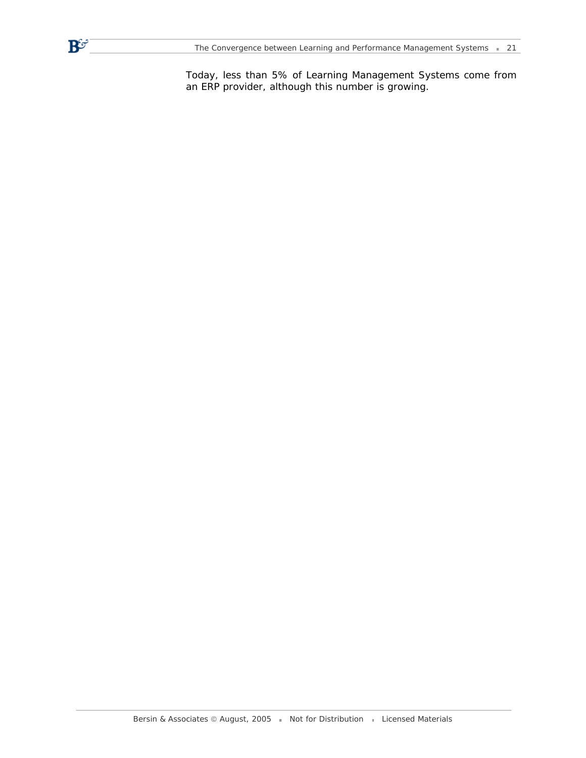Today, less than 5% of Learning Management Systems come from an ERP provider, although this number is growing.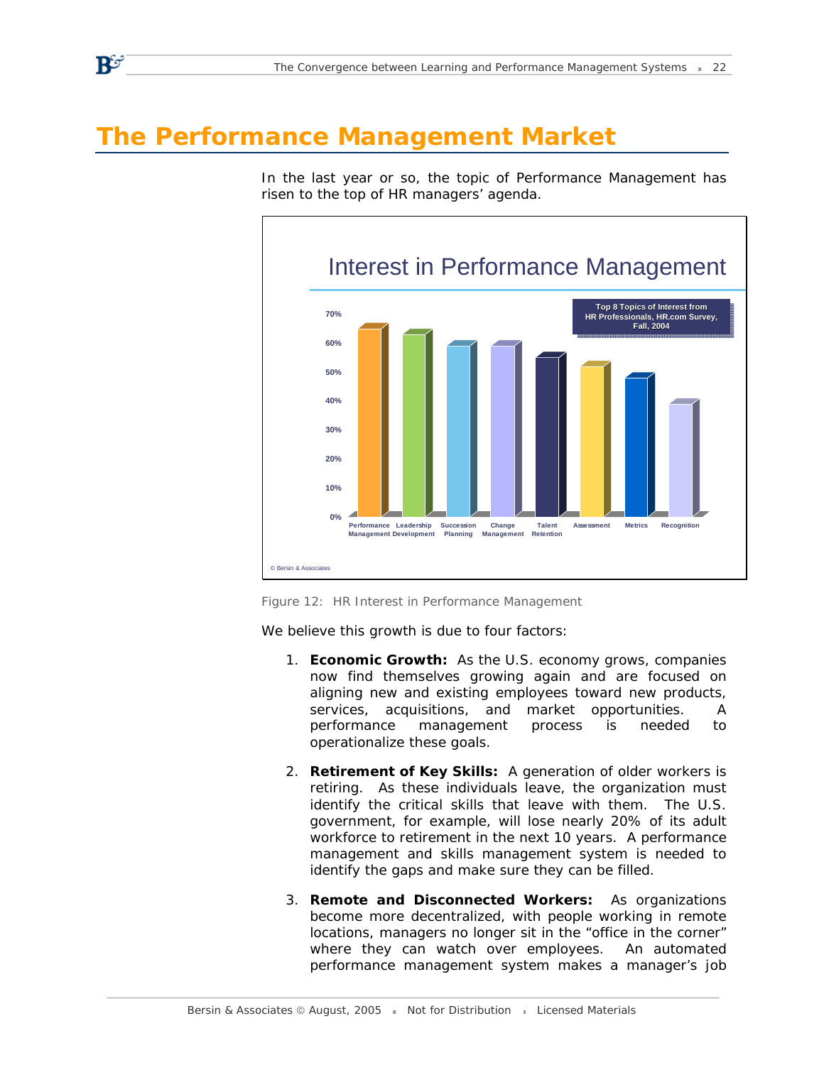# The Performance Management Market

In the last year or so, the topic of Performance Management has risen to the top of HR managers' agenda.

Figure 12: HR Interest in Performance Management

We believe this growth is due to four factors:

1. **Economic Growth:** As the U.S. economy grows, companies now find themselves growing again and are focused on aligning new and existing employees toward new products, services, acquisitions, and market opportunities. A performance management process is needed to operationalize these goals.

2. **Retirement of Key Skills:** A generation of older workers is retiring. As these individuals leave, the organization must identify the critical skills that leave with them. The U.S. government, for example, will lose nearly 20% of its adult workforce to retirement in the next 10 years. A performance management and skills management system is needed to identify the gaps and make sure they can be filled.

3. **Remote and Disconnected Workers:** As organizations become more decentralized, with people working in remote locations, managers no longer sit in the "office in the corner" where they can watch over employees. An automated performance management system makes a manager's job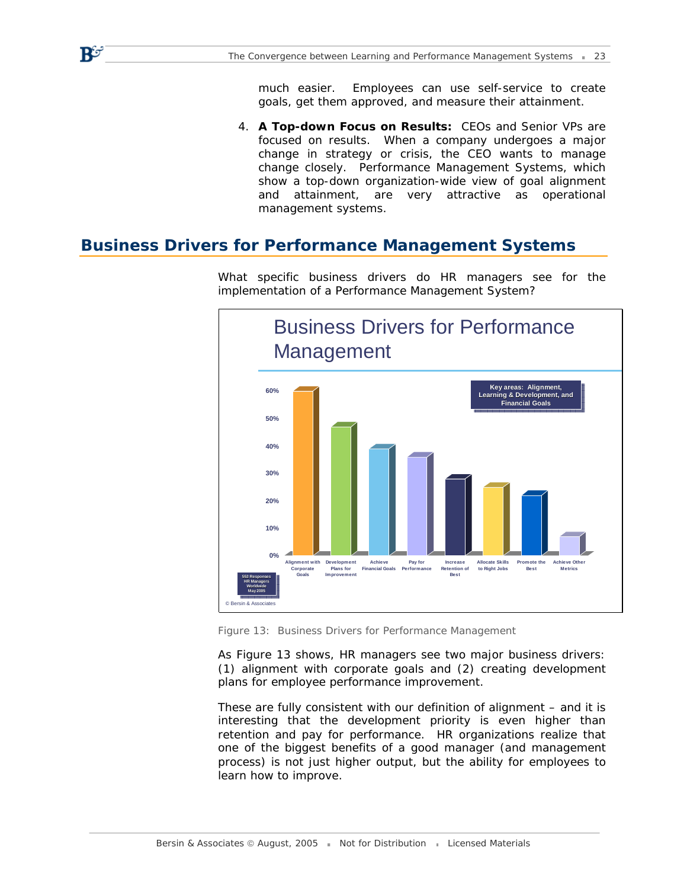much easier. Employees can use self-service to create goals, get them approved, and measure their attainment.

4. **A Top-down Focus on Results:** CEOs and Senior VPs are focused on results. When a company undergoes a major change in strategy or crisis, the CEO wants to manage change closely. Performance Management Systems, which show a top-down organization-wide view of goal alignment and attainment, are very attractive as operational management systems.

## Business Drivers for Performance Management Systems

What specific business drivers do HR managers see for the implementation of a Performance Management System?

Figure 13: Business Drivers for Performance Management

As Figure 13 shows, HR managers see two major business drivers: (1) alignment with corporate goals and (2) creating development plans for employee performance improvement.

These are fully consistent with our definition of alignment – and it is interesting that the development priority is even higher than retention and pay for performance. HR organizations realize that one of the biggest benefits of a good manager (and management process) is not just higher output, but the ability for employees to learn how to improve.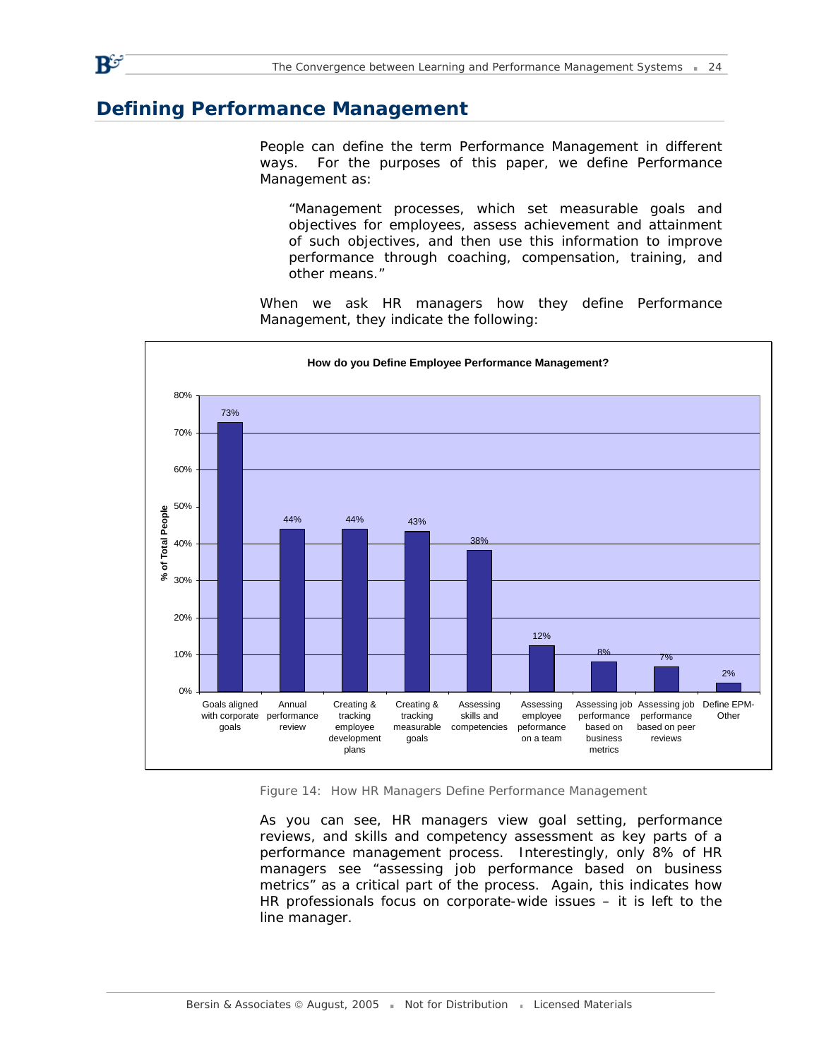## Defining Performance Management

People can define the term Performance Management in different ways. For the purposes of this paper, we define Performance Management as:

> "Management processes, which set measurable goals and objectives for employees, assess achievement and attainment of such objectives, and then use this information to improve performance through coaching, compensation, training, and other means."

When we ask HR managers how they define Performance Management, they indicate the following:

**How do you Define Employee Performance Management?**

| Definition | % of Total People |
| --- | --- |
| Goals aligned with corporate goals | 73% |
| Annual performance review | 44% |
| Creating & tracking employee development plans | 44% |
| Creating & tracking measurable goals | 43% |
| Assessing skills and competencies | 38% |
| Assessing employee peformance on a team | 12% |
| Assessing job performance based on business metrics | 8% |
| Assessing job performance based on peer reviews | 7% |
| Define EPM-Other | 2% |

Figure 14: How HR Managers Define Performance Management

As you can see, HR managers view goal setting, performance reviews, and skills and competency assessment as key parts of a performance management process. Interestingly, only 8% of HR managers see "assessing job performance based on business metrics" as a critical part of the process. Again, this indicates how HR professionals focus on corporate-wide issues – it is left to the line manager.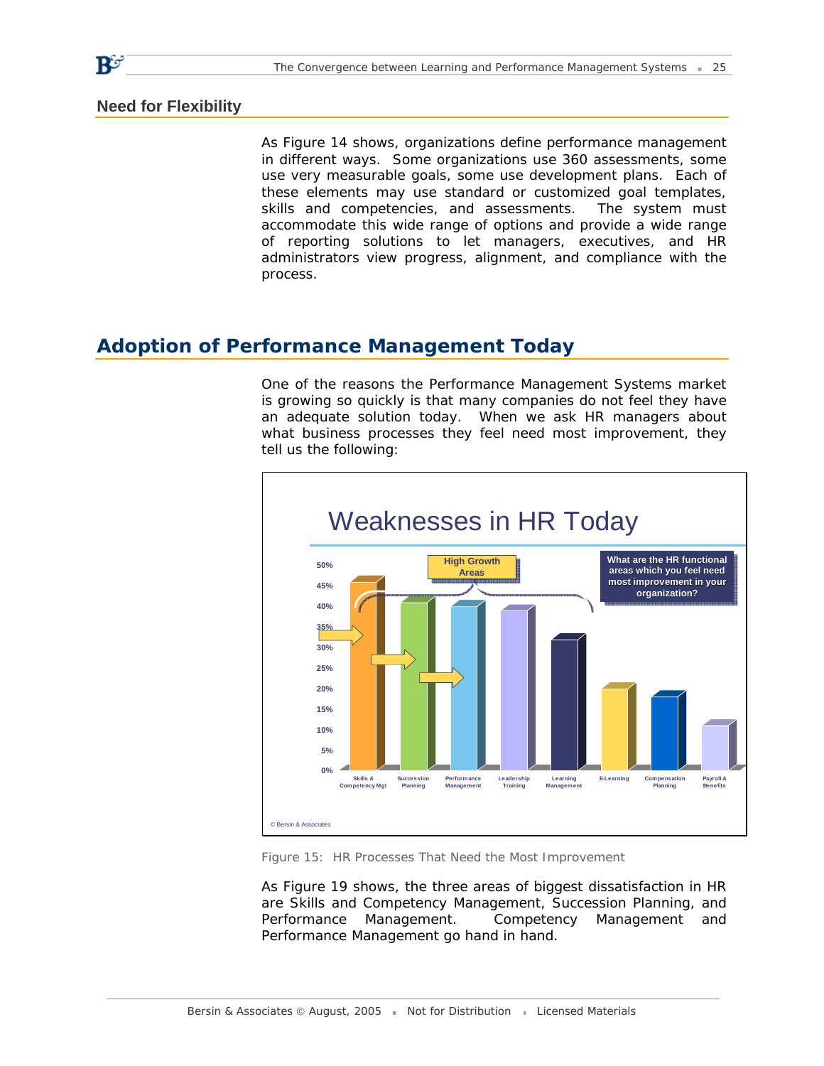## Need for Flexibility

As Figure 14 shows, organizations define performance management in different ways. Some organizations use 360 assessments, some use very measurable goals, some use development plans. Each of these elements may use standard or customized goal templates, skills and competencies, and assessments. The system must accommodate this wide range of options and provide a wide range of reporting solutions to let managers, executives, and HR administrators view progress, alignment, and compliance with the process.

# Adoption of Performance Management Today

One of the reasons the Performance Management Systems market is growing so quickly is that many companies do not feel they have an adequate solution today. When we ask HR managers about what business processes they feel need most improvement, they tell us the following:

Weaknesses in HR Today

What are the HR functional areas which you feel need most improvement in your organization?

High Growth Areas

| Area | Approx. % |
|---|---|
| Skills & Competency Mgt | 46% |
| Succession Planning | 41% |
| Performance Management | 40% |
| Leadership Training | 39% |
| Learning Management | 32% |
| E-Learning | 20% |
| Compensation Planning | 18% |
| Payroll & Benefits | 11% |

© Bersin & Associates

Figure 15: HR Processes That Need the Most Improvement

As Figure 19 shows, the three areas of biggest dissatisfaction in HR are Skills and Competency Management, Succession Planning, and Performance Management. Competency Management and Performance Management go hand in hand.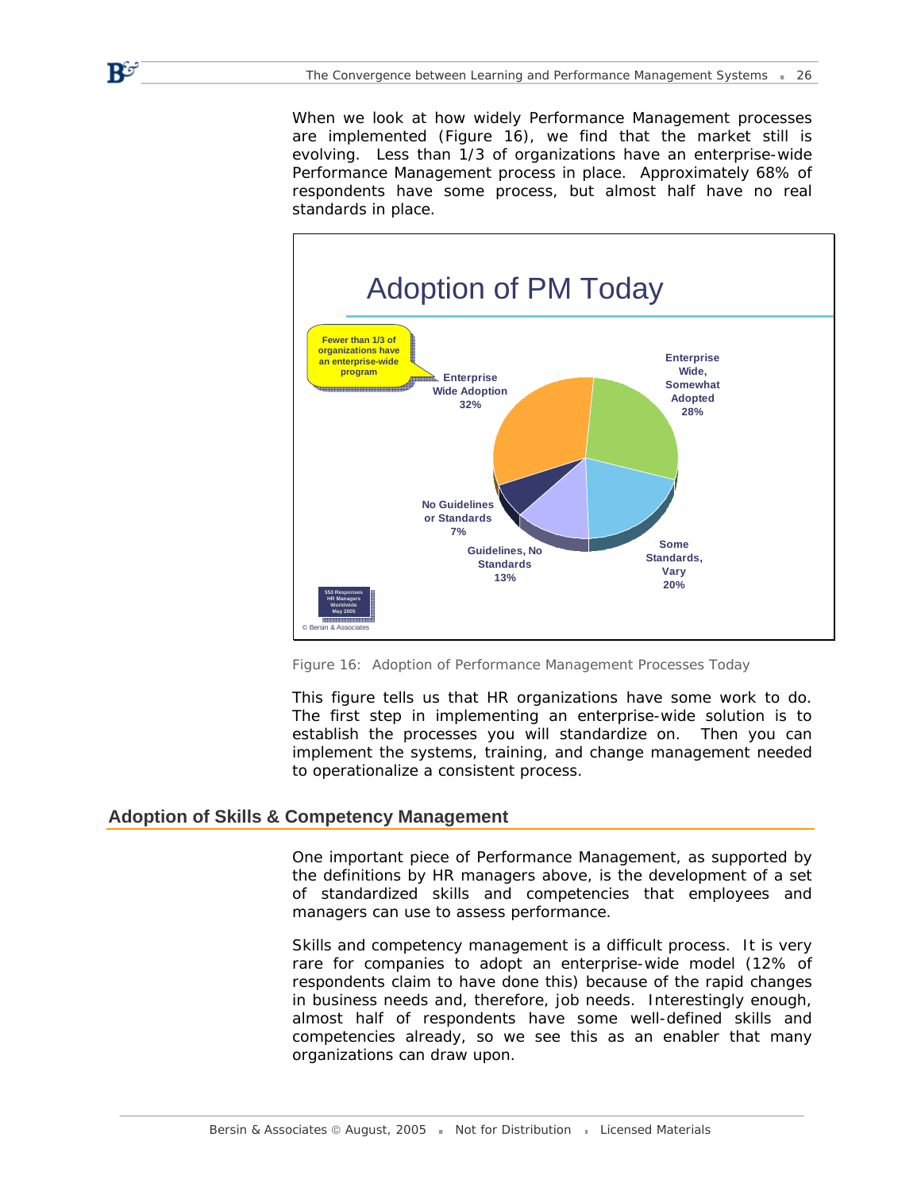When we look at how widely Performance Management processes are implemented (Figure 16), we find that the market still is evolving. Less than 1/3 of organizations have an enterprise-wide Performance Management process in place. Approximately 68% of respondents have some process, but almost half have no real standards in place.

Figure 16: Adoption of Performance Management Processes Today

This figure tells us that HR organizations have some work to do. The first step in implementing an enterprise-wide solution is to establish the processes you will standardize on. Then you can implement the systems, training, and change management needed to operationalize a consistent process.

## Adoption of Skills & Competency Management

One important piece of Performance Management, as supported by the definitions by HR managers above, is the development of a set of standardized skills and competencies that employees and managers can use to assess performance.

Skills and competency management is a difficult process. It is very rare for companies to adopt an enterprise-wide model (12% of respondents claim to have done this) because of the rapid changes in business needs and, therefore, job needs. Interestingly enough, almost half of respondents have some well-defined skills and competencies already, so we see this as an enabler that many organizations can draw upon.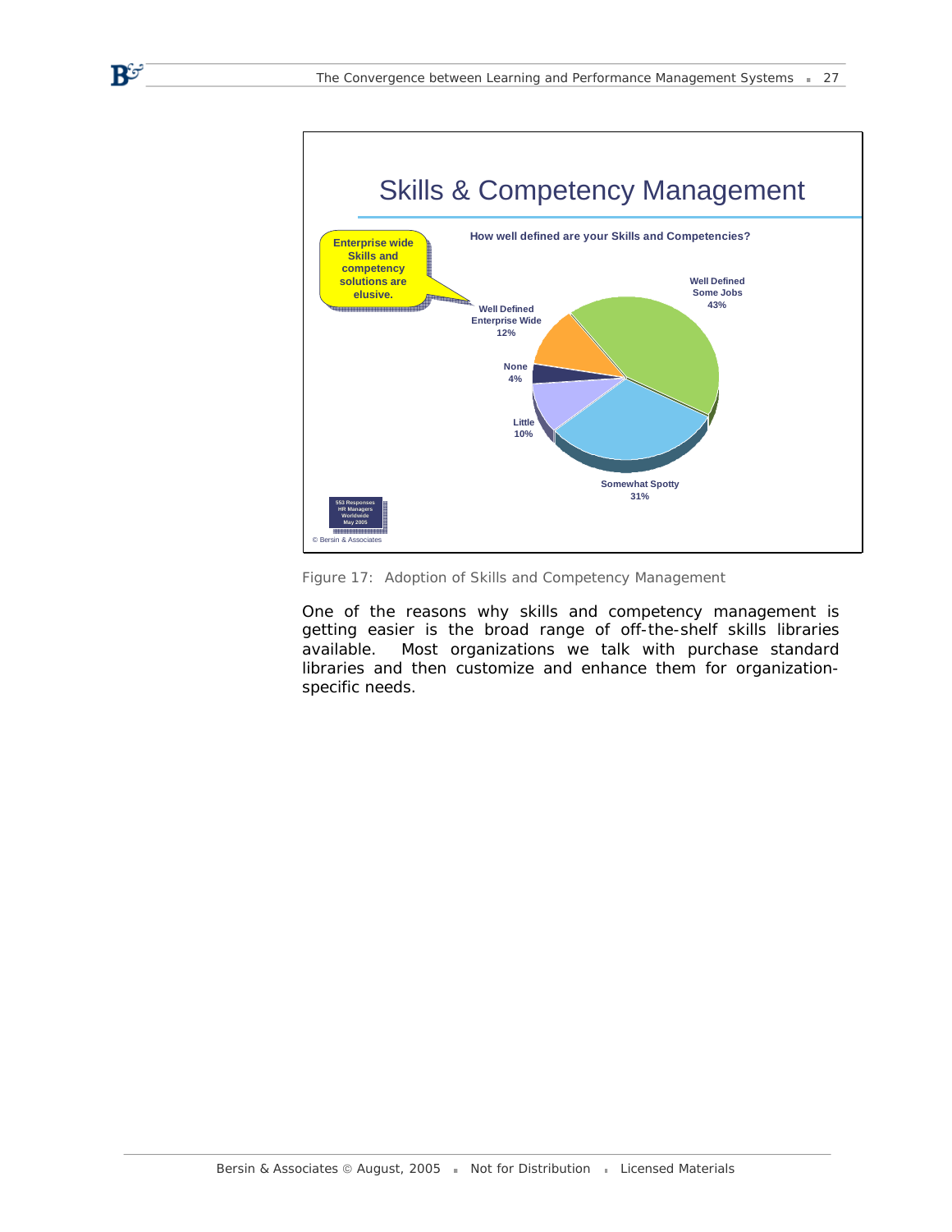## Skills & Competency Management

**How well defined are your Skills and Competencies?**

**Enterprise wide Skills and competency solutions are elusive.**

| Response | Percentage |
|---|---|
| Well Defined Some Jobs | 43% |
| Somewhat Spotty | 31% |
| Well Defined Enterprise Wide | 12% |
| Little | 10% |
| None | 4% |

553 Responses HR Managers Worldwide May 2005

© Bersin & Associates

Figure 17: Adoption of Skills and Competency Management

One of the reasons why skills and competency management is getting easier is the broad range of off-the-shelf skills libraries available. Most organizations we talk with purchase standard libraries and then customize and enhance them for organization-specific needs.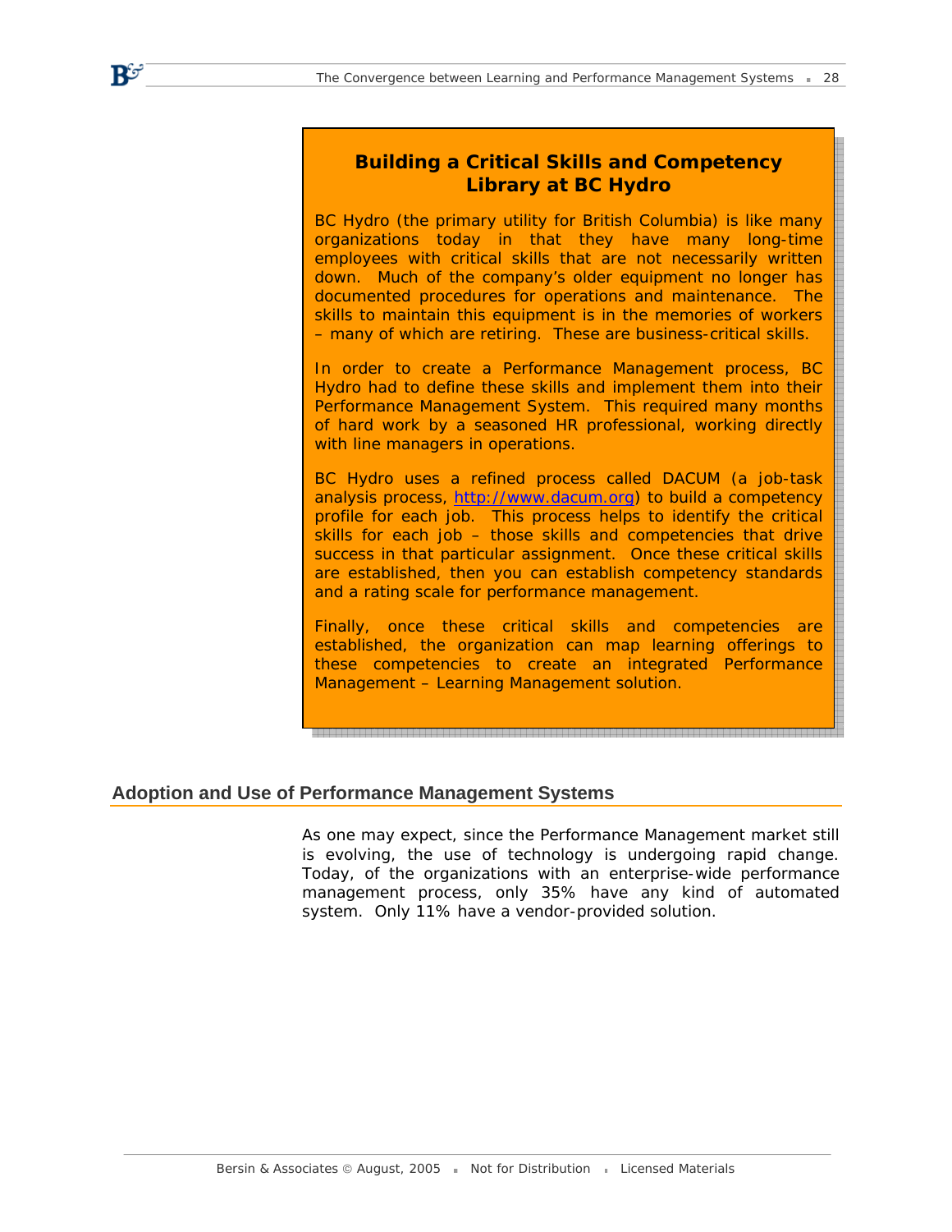### Building a Critical Skills and Competency Library at BC Hydro

BC Hydro (the primary utility for British Columbia) is like many organizations today in that they have many long-time employees with critical skills that are not necessarily written down. Much of the company's older equipment no longer has documented procedures for operations and maintenance. The skills to maintain this equipment is in the memories of workers – many of which are retiring. These are business-critical skills.

In order to create a Performance Management process, BC Hydro had to define these skills and implement them into their Performance Management System. This required many months of hard work by a seasoned HR professional, working directly with line managers in operations.

BC Hydro uses a refined process called DACUM (a job-task analysis process, http://www.dacum.org) to build a competency profile for each job. This process helps to identify the critical skills for each job – those skills and competencies that drive success in that particular assignment. Once these critical skills are established, then you can establish competency standards and a rating scale for performance management.

Finally, once these critical skills and competencies are established, the organization can map learning offerings to these competencies to create an integrated Performance Management – Learning Management solution.

## Adoption and Use of Performance Management Systems

As one may expect, since the Performance Management market still is evolving, the use of technology is undergoing rapid change. Today, of the organizations with an enterprise-wide performance management process, only 35% have any kind of automated system. Only 11% have a vendor-provided solution.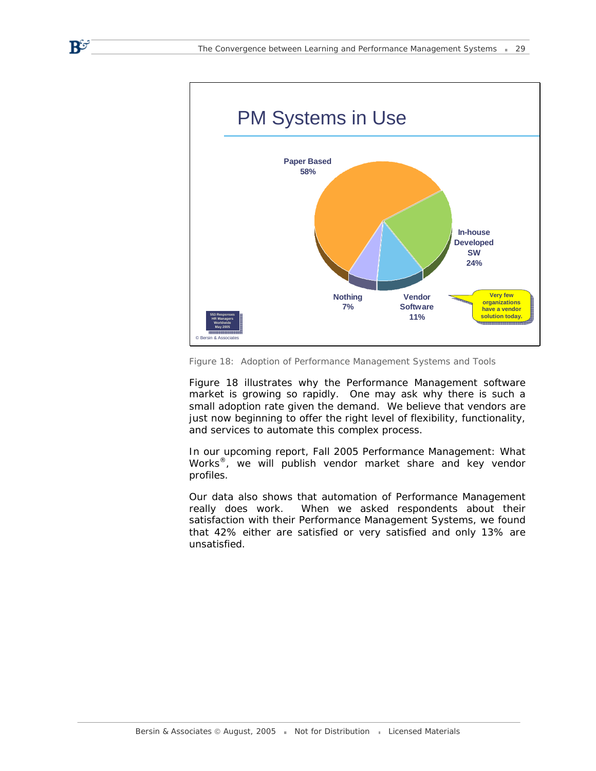PM Systems in Use

Paper Based 58%

In-house Developed SW 24%

Vendor Software 11%

Nothing 7%

Very few organizations have a vendor solution today.

553 Responses HR Managers Worldwide May 2005

© Bersin & Associates

Figure 18: Adoption of Performance Management Systems and Tools

Figure 18 illustrates why the Performance Management software market is growing so rapidly. One may ask why there is such a small adoption rate given the demand. We believe that vendors are just now beginning to offer the right level of flexibility, functionality, and services to automate this complex process.

In our upcoming report, Fall 2005 Performance Management: What Works®, we will publish vendor market share and key vendor profiles.

Our data also shows that automation of Performance Management really does work. When we asked respondents about their satisfaction with their Performance Management Systems, we found that 42% either are satisfied or very satisfied and only 13% are unsatisfied.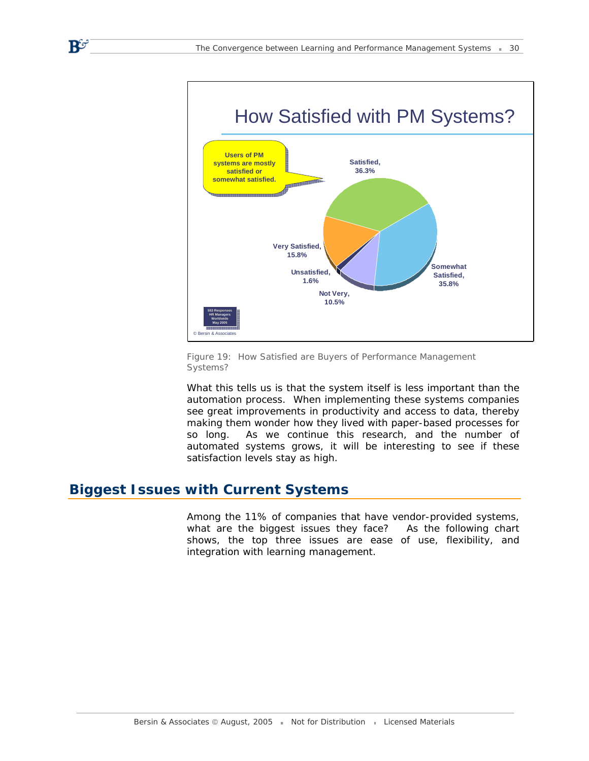Figure 19: How Satisfied are Buyers of Performance Management Systems?

What this tells us is that the system itself is less important than the automation process. When implementing these systems companies see great improvements in productivity and access to data, thereby making them wonder how they lived with paper-based processes for so long. As we continue this research, and the number of automated systems grows, it will be interesting to see if these satisfaction levels stay as high.

## Biggest Issues with Current Systems

Among the 11% of companies that have vendor-provided systems, what are the biggest issues they face? As the following chart shows, the top three issues are ease of use, flexibility, and integration with learning management.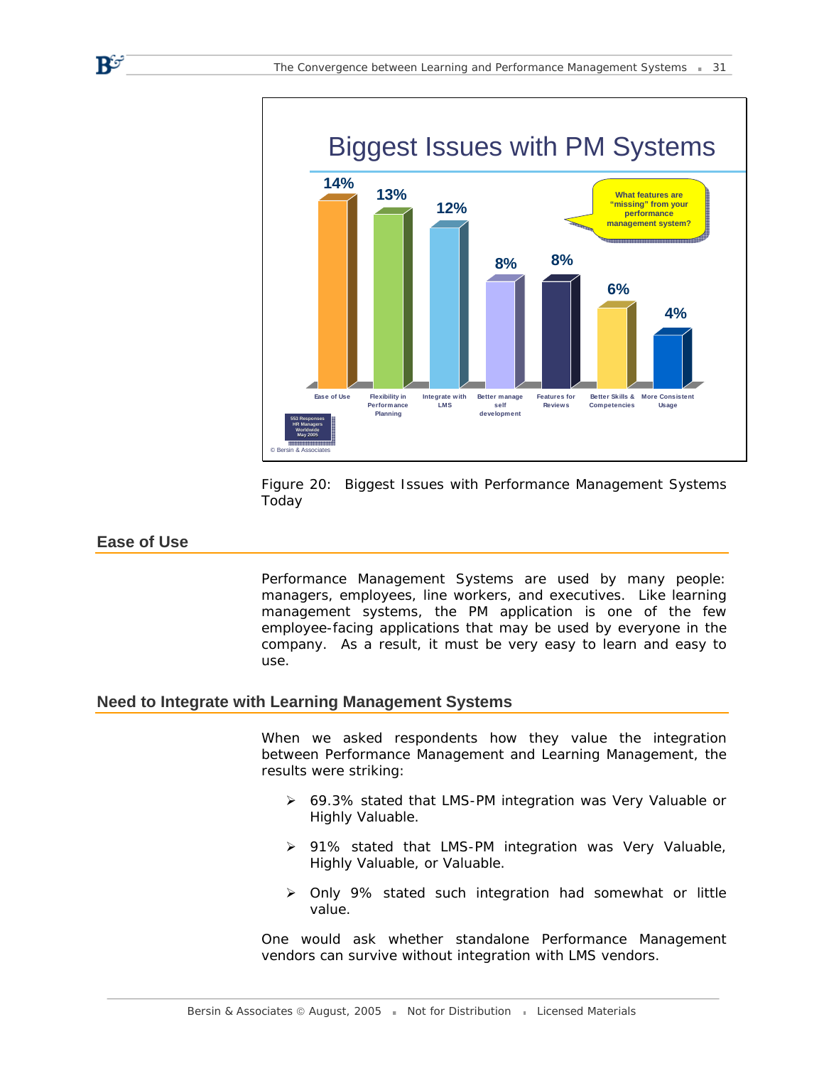**Biggest Issues with PM Systems**

| Issue | Percentage |
|---|---|
| Ease of Use | 14% |
| Flexibility in Performance Planning | 13% |
| Integrate with LMS | 12% |
| Better manage self development | 8% |
| Features for Reviews | 8% |
| Better Skills & Competencies | 6% |
| More Consistent Usage | 4% |

What features are "missing" from your performance management system?

553 Responses HR Managers Worldwide May 2005

© Bersin & Associates

Figure 20: Biggest Issues with Performance Management Systems Today

## Ease of Use

Performance Management Systems are used by many people: managers, employees, line workers, and executives. Like learning management systems, the PM application is one of the few employee-facing applications that may be used by everyone in the company. As a result, it must be very easy to learn and easy to use.

## Need to Integrate with Learning Management Systems

When we asked respondents how they value the integration between Performance Management and Learning Management, the results were striking:

- 69.3% stated that LMS-PM integration was Very Valuable or Highly Valuable.
- 91% stated that LMS-PM integration was Very Valuable, Highly Valuable, or Valuable.
- Only 9% stated such integration had somewhat or little value.

One would ask whether standalone Performance Management vendors can survive without integration with LMS vendors.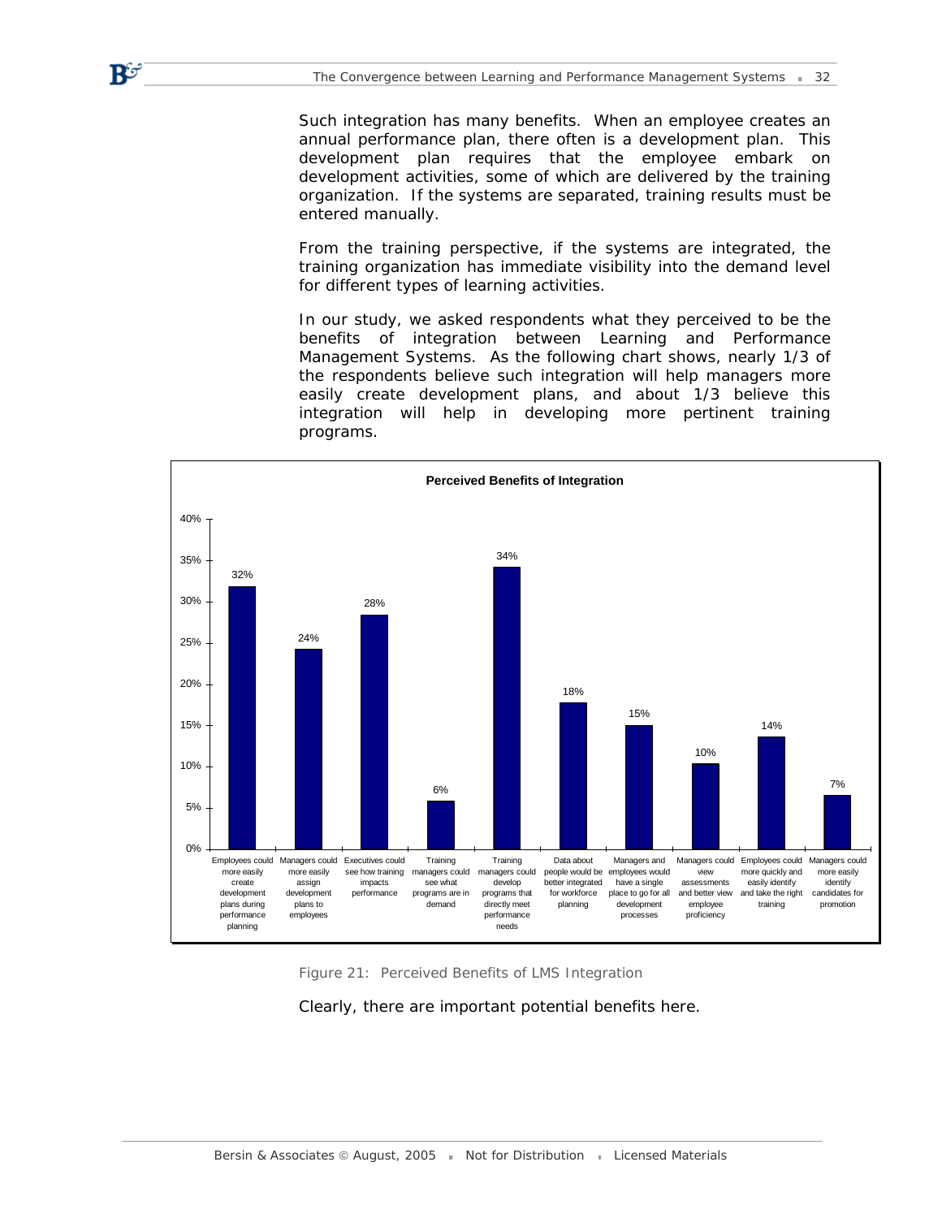Such integration has many benefits. When an employee creates an annual performance plan, there often is a development plan. This development plan requires that the employee embark on development activities, some of which are delivered by the training organization. If the systems are separated, training results must be entered manually.

From the training perspective, if the systems are integrated, the training organization has immediate visibility into the demand level for different types of learning activities.

In our study, we asked respondents what they perceived to be the benefits of integration between Learning and Performance Management Systems. As the following chart shows, nearly 1/3 of the respondents believe such integration will help managers more easily create development plans, and about 1/3 believe this integration will help in developing more pertinent training programs.

**Perceived Benefits of Integration**

| Benefit | Percentage |
| --- | --- |
| Employees could more easily create development plans during performance planning | 32% |
| Managers could more easily assign development plans to employees | 24% |
| Executives could see how training impacts performance | 28% |
| Training managers could see what programs are in demand | 6% |
| Training managers could develop programs that directly meet performance needs | 34% |
| Data about people would be better integrated for workforce planning | 18% |
| Managers and employees would have a single place to go for all development processes | 15% |
| Managers could view assessments and better view employee proficiency | 10% |
| Employees could more quickly and easily identify and take the right training | 14% |
| Managers could more easily identify candidates for promotion | 7% |

Figure 21: Perceived Benefits of LMS Integration

Clearly, there are important potential benefits here.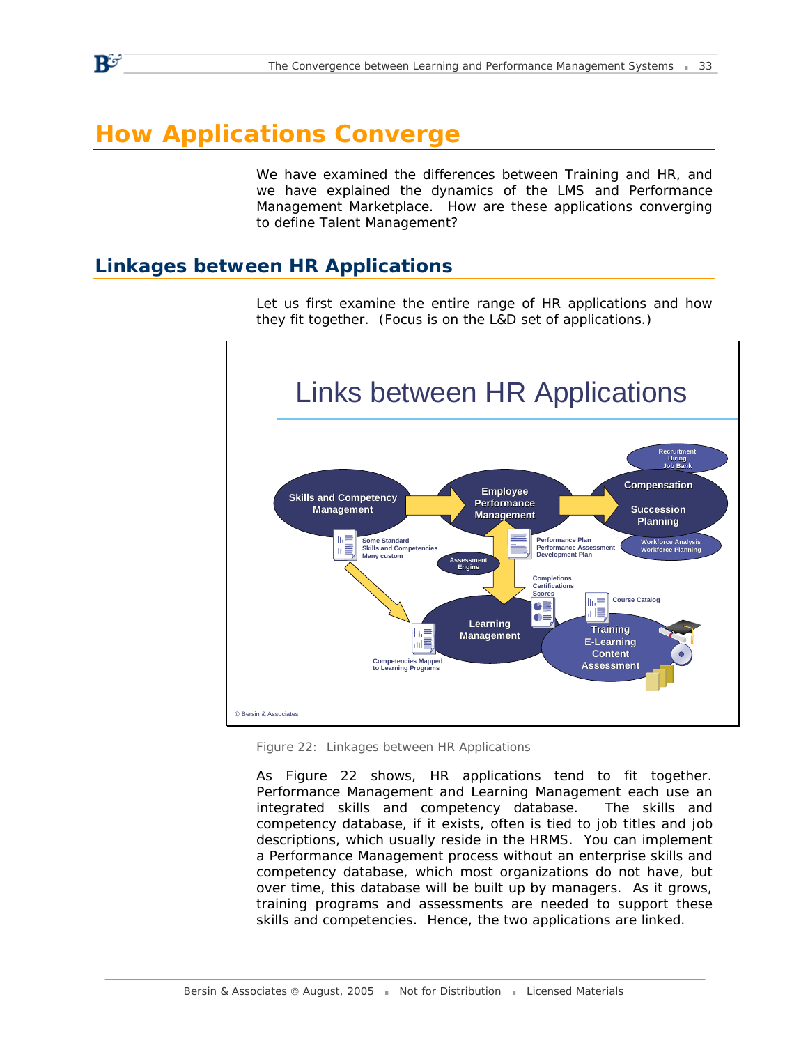# How Applications Converge

We have examined the differences between Training and HR, and we have explained the dynamics of the LMS and Performance Management Marketplace. How are these applications converging to define Talent Management?

## Linkages between HR Applications

Let us first examine the entire range of HR applications and how they fit together. (Focus is on the L&D set of applications.)

Figure 22: Linkages between HR Applications

As Figure 22 shows, HR applications tend to fit together. Performance Management and Learning Management each use an integrated skills and competency database. The skills and competency database, if it exists, often is tied to job titles and job descriptions, which usually reside in the HRMS. You can implement a Performance Management process without an enterprise skills and competency database, which most organizations do not have, but over time, this database will be built up by managers. As it grows, training programs and assessments are needed to support these skills and competencies. Hence, the two applications are linked.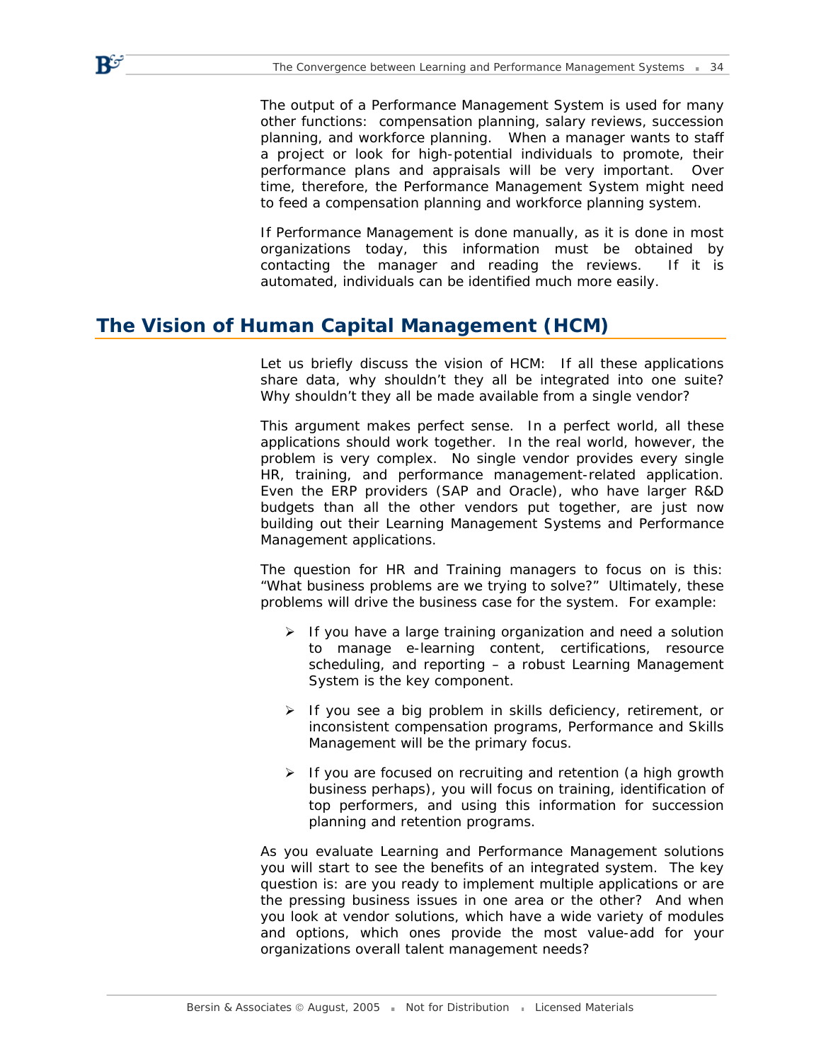The output of a Performance Management System is used for many other functions: compensation planning, salary reviews, succession planning, and workforce planning. When a manager wants to staff a project or look for high-potential individuals to promote, their performance plans and appraisals will be very important. Over time, therefore, the Performance Management System might need to feed a compensation planning and workforce planning system.

If Performance Management is done manually, as it is done in most organizations today, this information must be obtained by contacting the manager and reading the reviews. If it is automated, individuals can be identified much more easily.

## The Vision of Human Capital Management (HCM)

Let us briefly discuss the vision of HCM: If all these applications share data, why shouldn't they all be integrated into one suite? Why shouldn't they all be made available from a single vendor?

This argument makes perfect sense. In a perfect world, all these applications should work together. In the real world, however, the problem is very complex. No single vendor provides every single HR, training, and performance management-related application. Even the ERP providers (SAP and Oracle), who have larger R&D budgets than all the other vendors put together, are just now building out their Learning Management Systems and Performance Management applications.

The question for HR and Training managers to focus on is this: "What business problems are we trying to solve?" Ultimately, these problems will drive the business case for the system. For example:

- If you have a large training organization and need a solution to manage e-learning content, certifications, resource scheduling, and reporting – a robust Learning Management System is the key component.
- If you see a big problem in skills deficiency, retirement, or inconsistent compensation programs, Performance and Skills Management will be the primary focus.
- If you are focused on recruiting and retention (a high growth business perhaps), you will focus on training, identification of top performers, and using this information for succession planning and retention programs.

As you evaluate Learning and Performance Management solutions you will start to see the benefits of an integrated system. The key question is: are you ready to implement multiple applications or are the pressing business issues in one area or the other? And when you look at vendor solutions, which have a wide variety of modules and options, which ones provide the most value-add for your organizations overall talent management needs?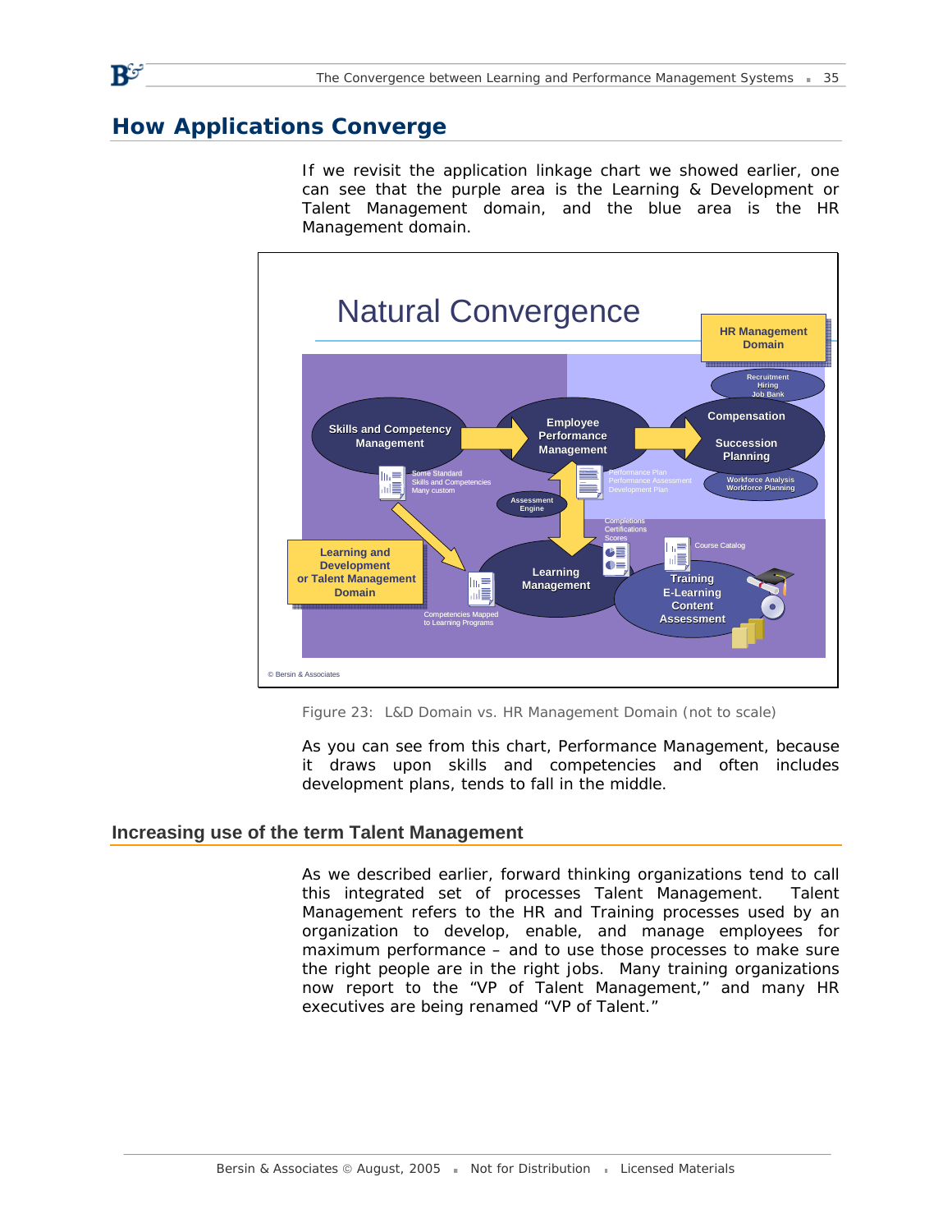## How Applications Converge

If we revisit the application linkage chart we showed earlier, one can see that the purple area is the Learning & Development or Talent Management domain, and the blue area is the HR Management domain.

Figure 23: L&D Domain vs. HR Management Domain (not to scale)

As you can see from this chart, Performance Management, because it draws upon skills and competencies and often includes development plans, tends to fall in the middle.

### Increasing use of the term Talent Management

As we described earlier, forward thinking organizations tend to call this integrated set of processes Talent Management. Talent Management refers to the HR and Training processes used by an organization to develop, enable, and manage employees for maximum performance – and to use those processes to make sure the right people are in the right jobs. Many training organizations now report to the "VP of Talent Management," and many HR executives are being renamed "VP of Talent."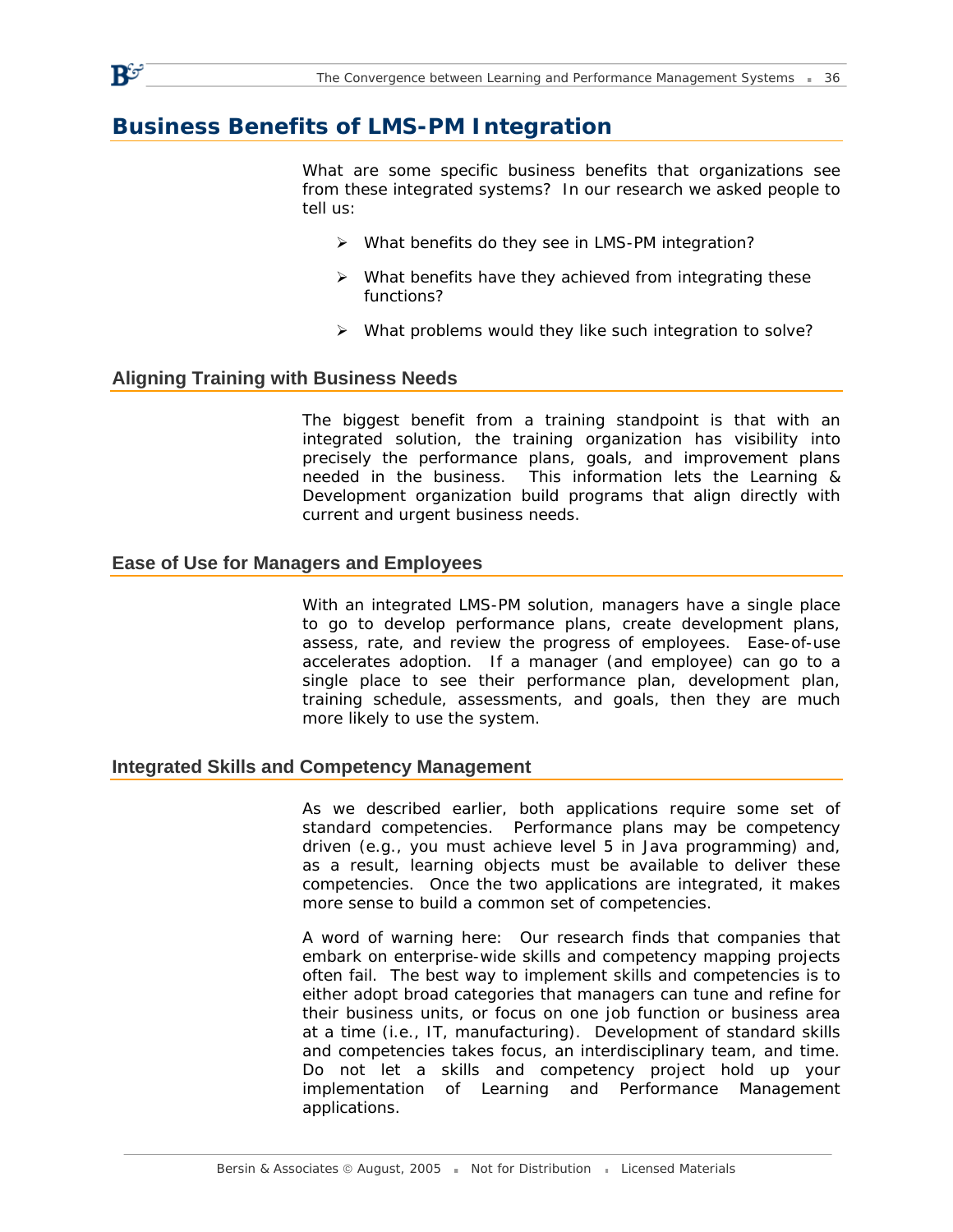# Business Benefits of LMS-PM Integration

What are some specific business benefits that organizations see from these integrated systems? In our research we asked people to tell us:

- What benefits do they see in LMS-PM integration?
- What benefits have they achieved from integrating these functions?
- What problems would they like such integration to solve?

## Aligning Training with Business Needs

The biggest benefit from a training standpoint is that with an integrated solution, the training organization has visibility into precisely the performance plans, goals, and improvement plans needed in the business. This information lets the Learning & Development organization build programs that align directly with current and urgent business needs.

## Ease of Use for Managers and Employees

With an integrated LMS-PM solution, managers have a single place to go to develop performance plans, create development plans, assess, rate, and review the progress of employees. Ease-of-use accelerates adoption. If a manager (and employee) can go to a single place to see their performance plan, development plan, training schedule, assessments, and goals, then they are much more likely to use the system.

## Integrated Skills and Competency Management

As we described earlier, both applications require some set of standard competencies. Performance plans may be competency driven (e.g., you must achieve level 5 in Java programming) and, as a result, learning objects must be available to deliver these competencies. Once the two applications are integrated, it makes more sense to build a common set of competencies.

A word of warning here: Our research finds that companies that embark on enterprise-wide skills and competency mapping projects often fail. The best way to implement skills and competencies is to either adopt broad categories that managers can tune and refine for their business units, or focus on one job function or business area at a time (i.e., IT, manufacturing). Development of standard skills and competencies takes focus, an interdisciplinary team, and time. Do not let a skills and competency project hold up your implementation of Learning and Performance Management applications.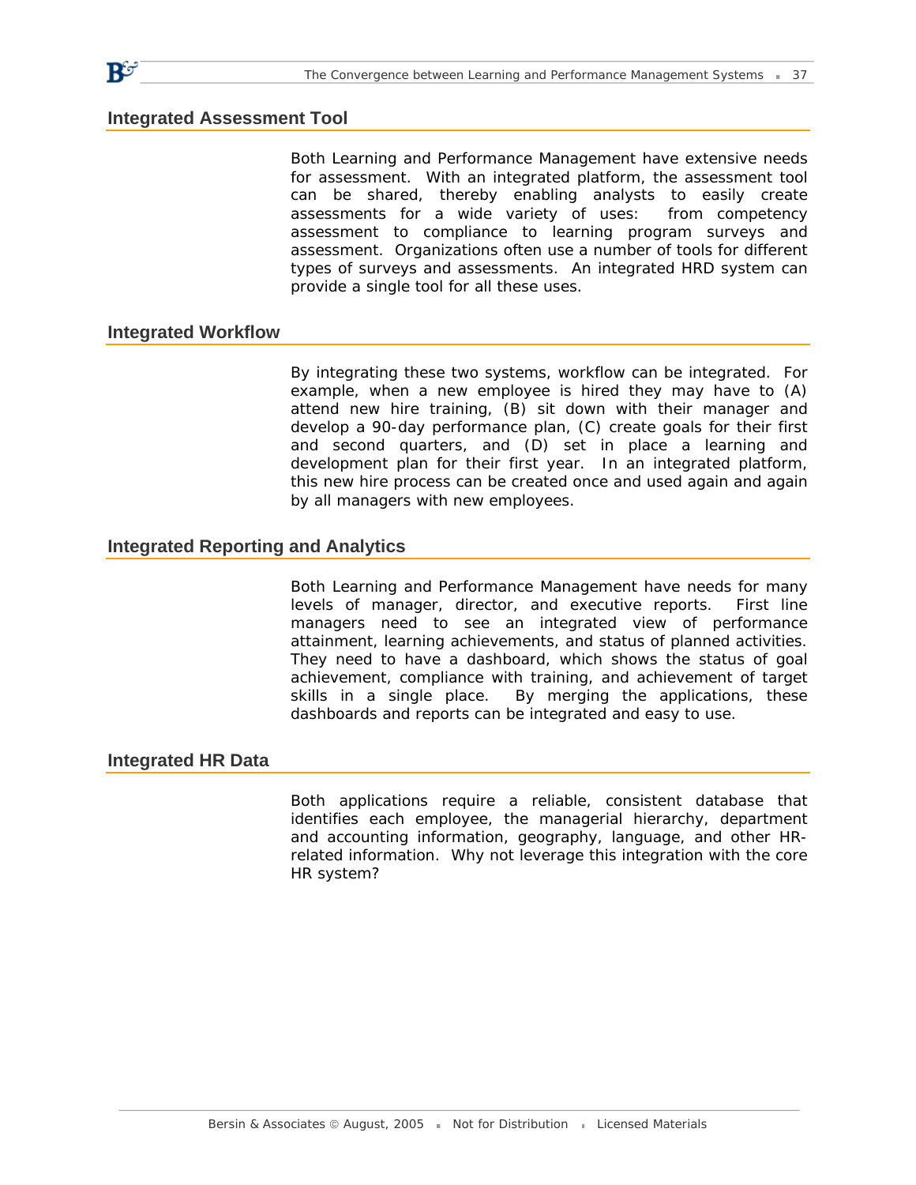## Integrated Assessment Tool

Both Learning and Performance Management have extensive needs for assessment. With an integrated platform, the assessment tool can be shared, thereby enabling analysts to easily create assessments for a wide variety of uses: from competency assessment to compliance to learning program surveys and assessment. Organizations often use a number of tools for different types of surveys and assessments. An integrated HRD system can provide a single tool for all these uses.

## Integrated Workflow

By integrating these two systems, workflow can be integrated. For example, when a new employee is hired they may have to (A) attend new hire training, (B) sit down with their manager and develop a 90-day performance plan, (C) create goals for their first and second quarters, and (D) set in place a learning and development plan for their first year. In an integrated platform, this new hire process can be created once and used again and again by all managers with new employees.

## Integrated Reporting and Analytics

Both Learning and Performance Management have needs for many levels of manager, director, and executive reports. First line managers need to see an integrated view of performance attainment, learning achievements, and status of planned activities. They need to have a dashboard, which shows the status of goal achievement, compliance with training, and achievement of target skills in a single place. By merging the applications, these dashboards and reports can be integrated and easy to use.

## Integrated HR Data

Both applications require a reliable, consistent database that identifies each employee, the managerial hierarchy, department and accounting information, geography, language, and other HR-related information. Why not leverage this integration with the core HR system?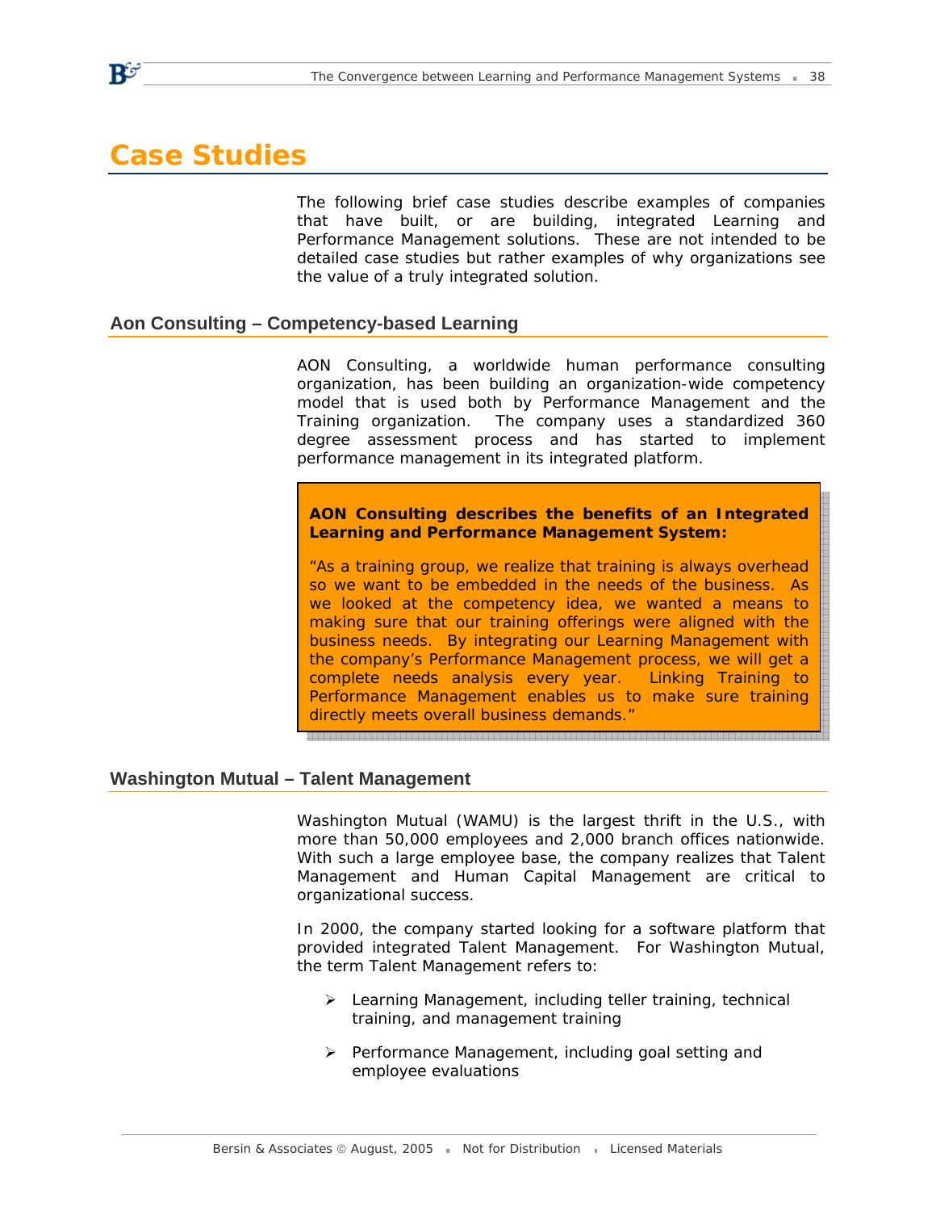# Case Studies

The following brief case studies describe examples of companies that have built, or are building, integrated Learning and Performance Management solutions. These are not intended to be detailed case studies but rather examples of why organizations see the value of a truly integrated solution.

## Aon Consulting – Competency-based Learning

AON Consulting, a worldwide human performance consulting organization, has been building an organization-wide competency model that is used both by Performance Management and the Training organization. The company uses a standardized 360 degree assessment process and has started to implement performance management in its integrated platform.

> **AON Consulting describes the benefits of an Integrated Learning and Performance Management System:**
>
> "As a training group, we realize that training is always overhead so we want to be embedded in the needs of the business. As we looked at the competency idea, we wanted a means to making sure that our training offerings were aligned with the business needs. By integrating our Learning Management with the company's Performance Management process, we will get a complete needs analysis every year. Linking Training to Performance Management enables us to make sure training directly meets overall business demands."

## Washington Mutual – Talent Management

Washington Mutual (WAMU) is the largest thrift in the U.S., with more than 50,000 employees and 2,000 branch offices nationwide. With such a large employee base, the company realizes that Talent Management and Human Capital Management are critical to organizational success.

In 2000, the company started looking for a software platform that provided integrated Talent Management. For Washington Mutual, the term Talent Management refers to:

- Learning Management, including teller training, technical training, and management training
- Performance Management, including goal setting and employee evaluations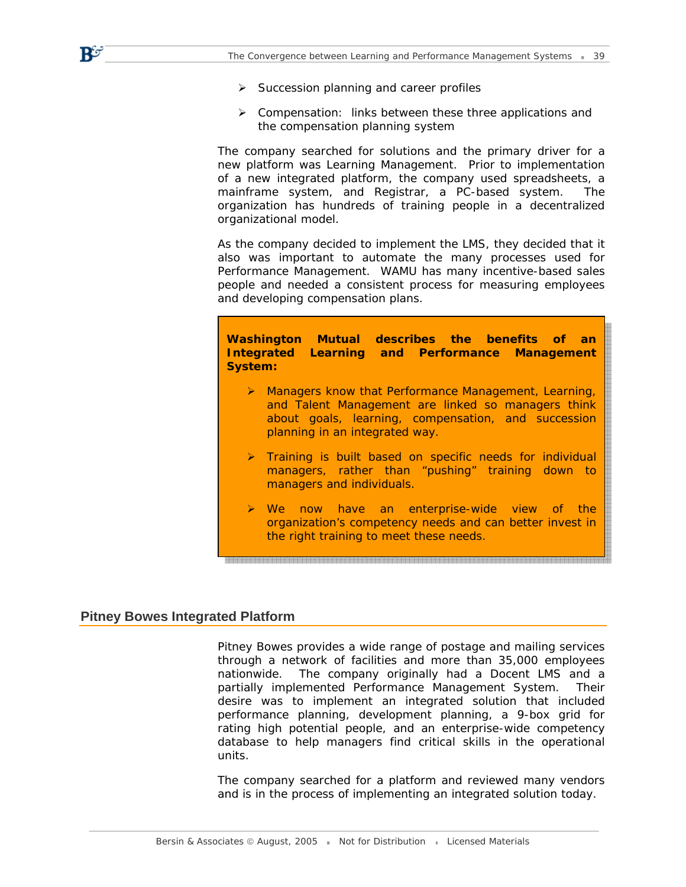- Succession planning and career profiles
- Compensation:  links between these three applications and the compensation planning system

The company searched for solutions and the primary driver for a new platform was Learning Management.  Prior to implementation of a new integrated platform, the company used spreadsheets, a mainframe system, and Registrar, a PC-based system.   The organization has hundreds of training people in a decentralized organizational model.

As the company decided to implement the LMS, they decided that it also was important to automate the many processes used for Performance Management.  WAMU has many incentive-based sales people and needed a consistent process for measuring employees and developing compensation plans.

> **Washington Mutual describes the benefits of an Integrated Learning and Performance Management System:**
>
> - Managers know that Performance Management, Learning, and Talent Management are linked so managers think about goals, learning, compensation, and succession planning in an integrated way.
> - Training is built based on specific needs for individual managers, rather than "pushing" training down to managers and individuals.
> - We now have an enterprise-wide view of the organization's competency needs and can better invest in the right training to meet these needs.

## Pitney Bowes Integrated Platform

Pitney Bowes provides a wide range of postage and mailing services through a network of facilities and more than 35,000 employees nationwide.  The company originally had a Docent LMS and a partially implemented Performance Management System.  Their desire was to implement an integrated solution that included performance planning, development planning, a 9-box grid for rating high potential people, and an enterprise-wide competency database to help managers find critical skills in the operational units.

The company searched for a platform and reviewed many vendors and is in the process of implementing an integrated solution today.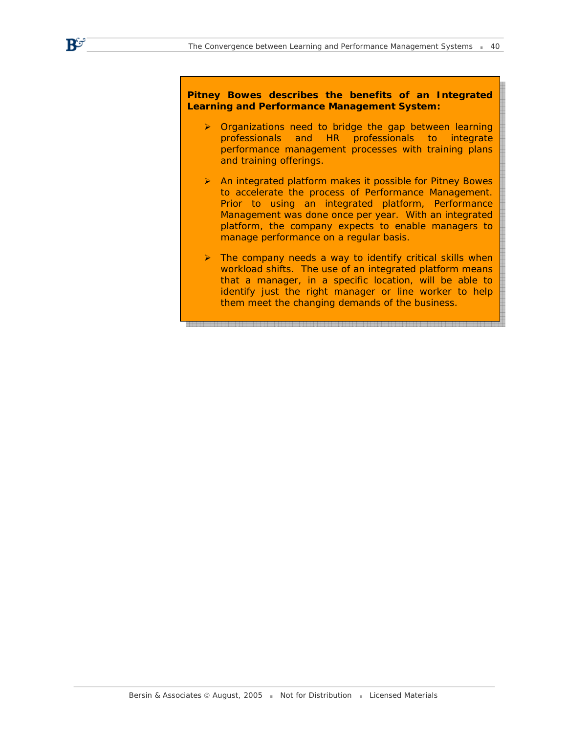**Pitney Bowes describes the benefits of an Integrated Learning and Performance Management System:**

- Organizations need to bridge the gap between learning professionals and HR professionals to integrate performance management processes with training plans and training offerings.

- An integrated platform makes it possible for Pitney Bowes to accelerate the process of Performance Management. Prior to using an integrated platform, Performance Management was done once per year. With an integrated platform, the company expects to enable managers to manage performance on a regular basis.

- The company needs a way to identify critical skills when workload shifts. The use of an integrated platform means that a manager, in a specific location, will be able to identify just the right manager or line worker to help them meet the changing demands of the business.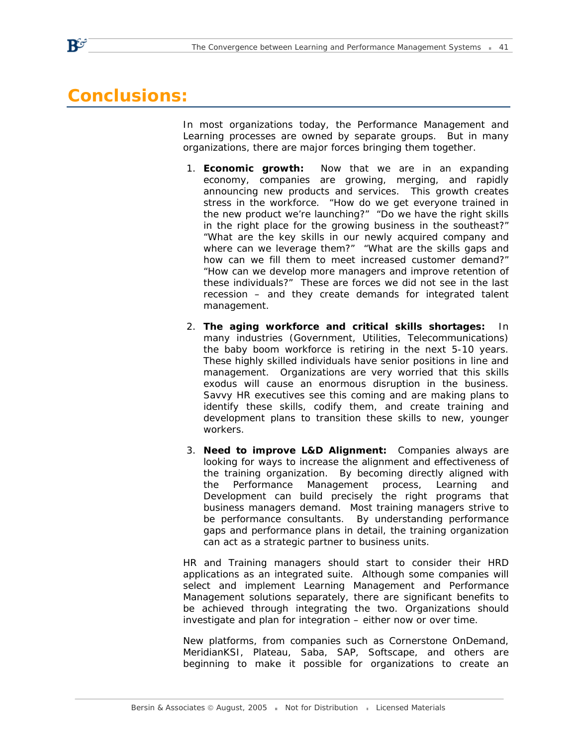# Conclusions:

In most organizations today, the Performance Management and Learning processes are owned by separate groups. But in many organizations, there are major forces bringing them together.

1. **Economic growth:** Now that we are in an expanding economy, companies are growing, merging, and rapidly announcing new products and services. This growth creates stress in the workforce. "How do we get everyone trained in the new product we're launching?" "Do we have the right skills in the right place for the growing business in the southeast?" "What are the key skills in our newly acquired company and where can we leverage them?" "What are the skills gaps and how can we fill them to meet increased customer demand?" "How can we develop more managers and improve retention of these individuals?" These are forces we did not see in the last recession – and they create demands for integrated talent management.

2. **The aging workforce and critical skills shortages:** In many industries (Government, Utilities, Telecommunications) the baby boom workforce is retiring in the next 5-10 years. These highly skilled individuals have senior positions in line and management. Organizations are very worried that this skills exodus will cause an enormous disruption in the business. Savvy HR executives see this coming and are making plans to identify these skills, codify them, and create training and development plans to transition these skills to new, younger workers.

3. **Need to improve L&D Alignment:** Companies always are looking for ways to increase the alignment and effectiveness of the training organization. By becoming directly aligned with the Performance Management process, Learning and Development can build precisely the right programs that business managers demand. Most training managers strive to be performance consultants. By understanding performance gaps and performance plans in detail, the training organization can act as a strategic partner to business units.

HR and Training managers should start to consider their HRD applications as an integrated suite. Although some companies will select and implement Learning Management and Performance Management solutions separately, there are significant benefits to be achieved through integrating the two. Organizations should investigate and plan for integration – either now or over time.

New platforms, from companies such as Cornerstone OnDemand, MeridianKSI, Plateau, Saba, SAP, Softscape, and others are beginning to make it possible for organizations to create an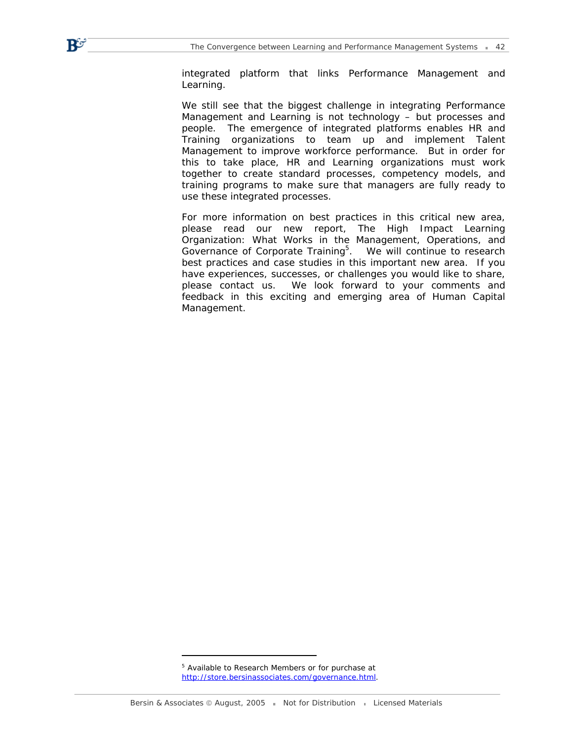integrated platform that links Performance Management and Learning.

We still see that the biggest challenge in integrating Performance Management and Learning is not technology – but processes and people. The emergence of integrated platforms enables HR and Training organizations to team up and implement Talent Management to improve workforce performance. But in order for this to take place, HR and Learning organizations must work together to create standard processes, competency models, and training programs to make sure that managers are fully ready to use these integrated processes.

For more information on best practices in this critical new area, please read our new report, The High Impact Learning Organization: What Works in the Management, Operations, and Governance of Corporate Training[5]. We will continue to research best practices and case studies in this important new area. If you have experiences, successes, or challenges you would like to share, please contact us. We look forward to your comments and feedback in this exciting and emerging area of Human Capital Management.

---

[5] Available to Research Members or for purchase at http://store.bersinassociates.com/governance.html.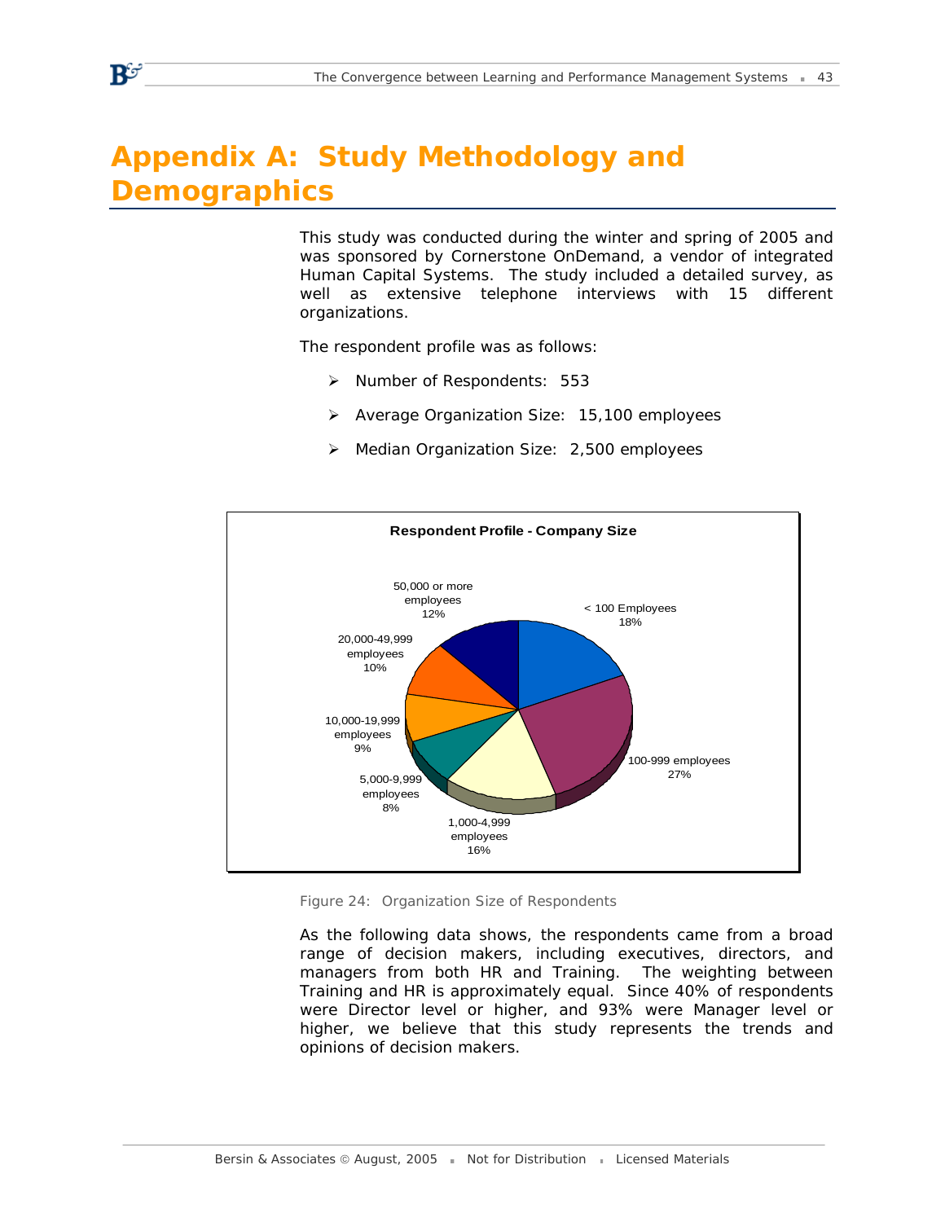# Appendix A: Study Methodology and Demographics

This study was conducted during the winter and spring of 2005 and was sponsored by Cornerstone OnDemand, a vendor of integrated Human Capital Systems. The study included a detailed survey, as well as extensive telephone interviews with 15 different organizations.

The respondent profile was as follows:

- Number of Respondents: 553
- Average Organization Size: 15,100 employees
- Median Organization Size: 2,500 employees

**Respondent Profile - Company Size**

| Company Size | Percentage |
|---|---|
| < 100 Employees | 18% |
| 100-999 employees | 27% |
| 1,000-4,999 employees | 16% |
| 5,000-9,999 employees | 8% |
| 10,000-19,999 employees | 9% |
| 20,000-49,999 employees | 10% |
| 50,000 or more employees | 12% |

Figure 24: Organization Size of Respondents

As the following data shows, the respondents came from a broad range of decision makers, including executives, directors, and managers from both HR and Training. The weighting between Training and HR is approximately equal. Since 40% of respondents were Director level or higher, and 93% were Manager level or higher, we believe that this study represents the trends and opinions of decision makers.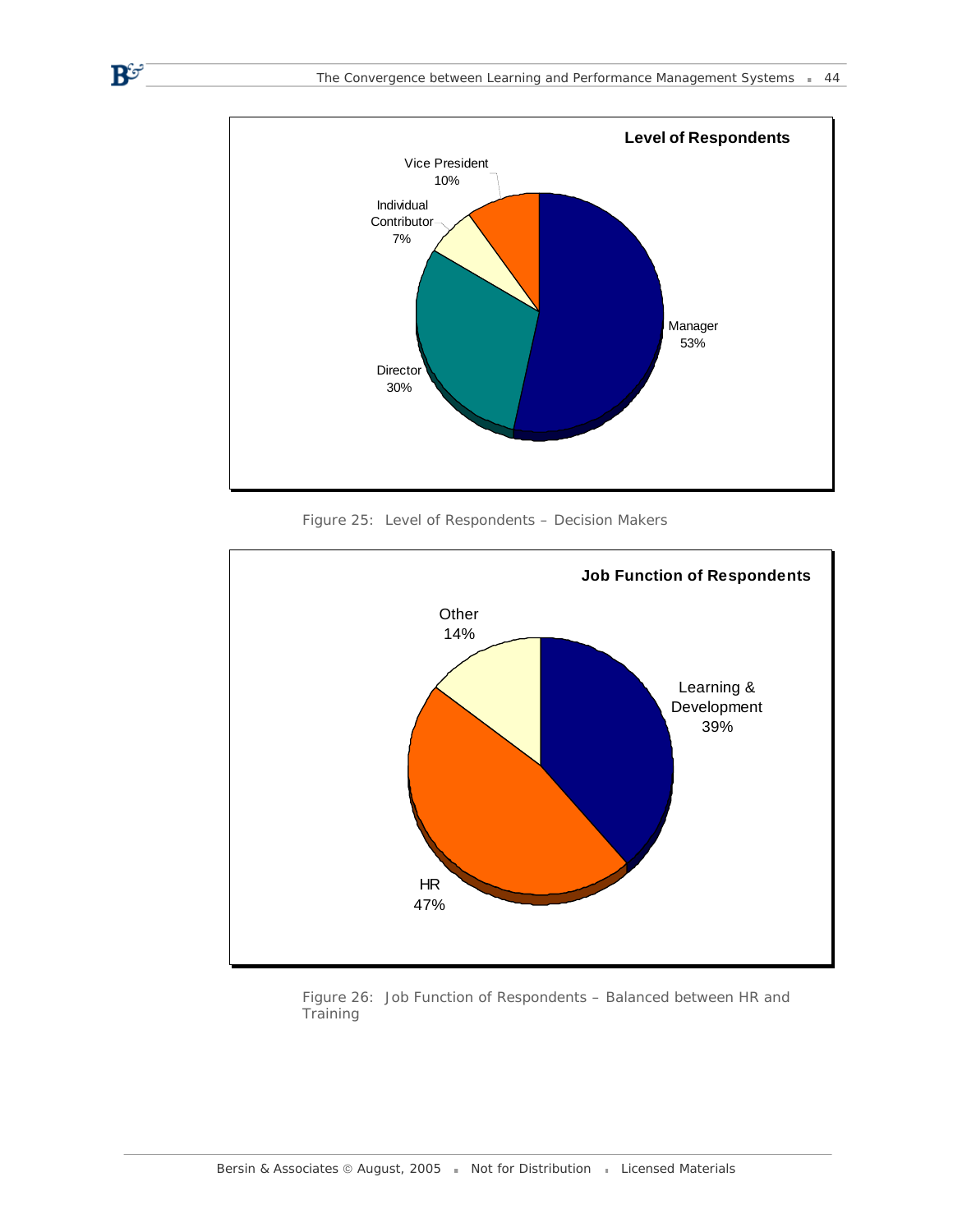**Level of Respondents**

- Manager 53%
- Director 30%
- Vice President 10%
- Individual Contributor 7%

Figure 25: Level of Respondents – Decision Makers

**Job Function of Respondents**

- HR 47%
- Learning & Development 39%
- Other 14%

Figure 26: Job Function of Respondents – Balanced between HR and Training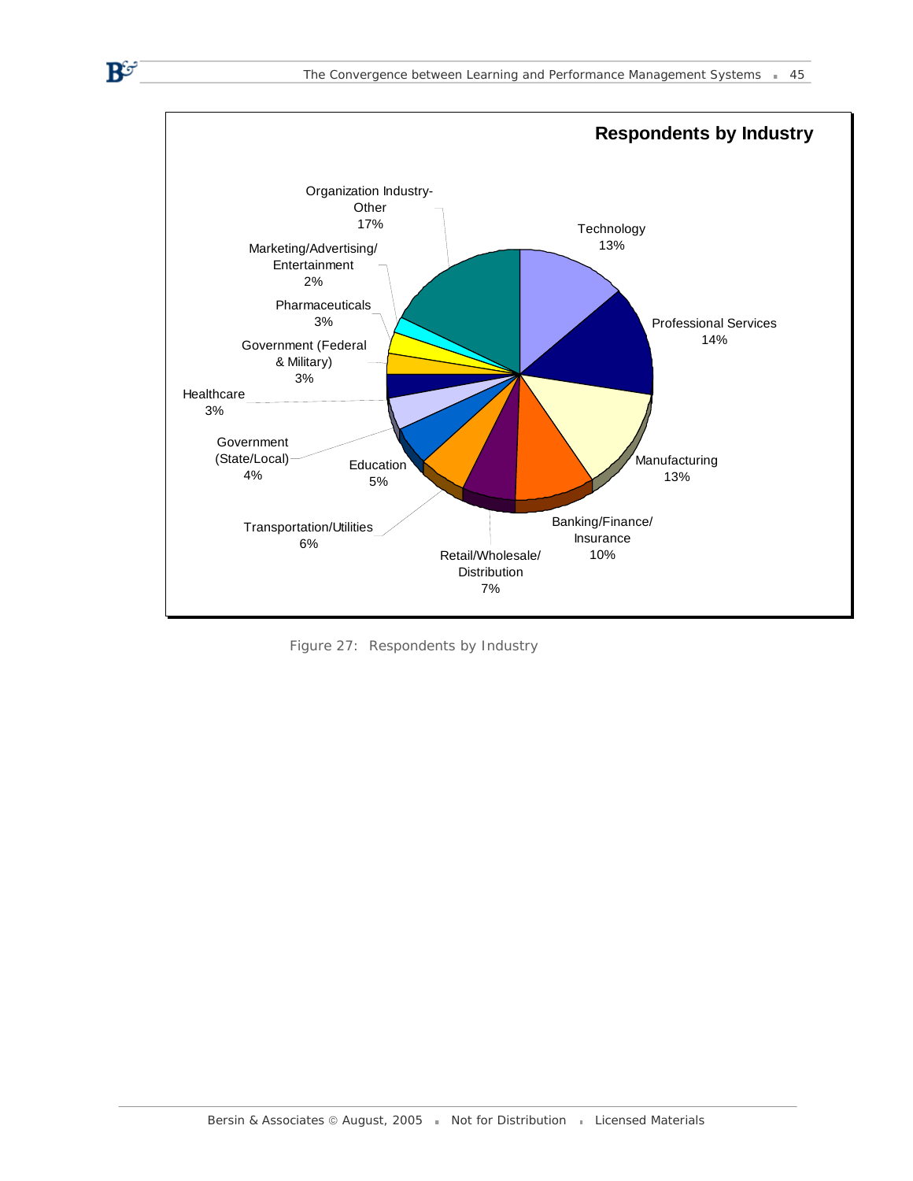**Respondents by Industry**

| Industry | Percentage |
| --- | --- |
| Technology | 13% |
| Professional Services | 14% |
| Manufacturing | 13% |
| Banking/Finance/Insurance | 10% |
| Retail/Wholesale/Distribution | 7% |
| Transportation/Utilities | 6% |
| Education | 5% |
| Government (State/Local) | 4% |
| Healthcare | 3% |
| Government (Federal & Military) | 3% |
| Pharmaceuticals | 3% |
| Marketing/Advertising/Entertainment | 2% |
| Organization Industry-Other | 17% |

Figure 27: Respondents by Industry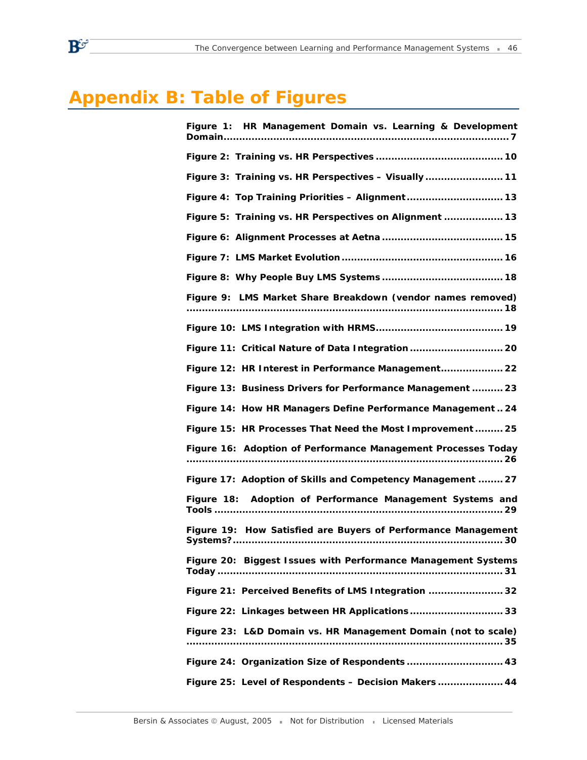# Appendix B: Table of Figures

**Figure 1: HR Management Domain vs. Learning & Development Domain ........................................................ 7**

**Figure 2: Training vs. HR Perspectives ........................................ 10**

**Figure 3: Training vs. HR Perspectives – Visually ......................... 11**

**Figure 4: Top Training Priorities – Alignment ............................... 13**

**Figure 5: Training vs. HR Perspectives on Alignment ................... 13**

**Figure 6: Alignment Processes at Aetna ....................................... 15**

**Figure 7: LMS Market Evolution ................................................... 16**

**Figure 8: Why People Buy LMS Systems ....................................... 18**

**Figure 9: LMS Market Share Breakdown (vendor names removed) ......................................................................................... 18**

**Figure 10: LMS Integration with HRMS......................................... 19**

**Figure 11: Critical Nature of Data Integration .............................. 20**

**Figure 12: HR Interest in Performance Management.................... 22**

**Figure 13: Business Drivers for Performance Management .......... 23**

**Figure 14: How HR Managers Define Performance Management .. 24**

**Figure 15: HR Processes That Need the Most Improvement ......... 25**

**Figure 16: Adoption of Performance Management Processes Today ......................................................................................... 26**

**Figure 17: Adoption of Skills and Competency Management ........ 27**

**Figure 18: Adoption of Performance Management Systems and Tools ............................................................................................. 29**

**Figure 19: How Satisfied are Buyers of Performance Management Systems?........................................................................................ 30**

**Figure 20: Biggest Issues with Performance Management Systems Today ............................................................................................ 31**

**Figure 21: Perceived Benefits of LMS Integration ........................ 32**

**Figure 22: Linkages between HR Applications .............................. 33**

**Figure 23: L&D Domain vs. HR Management Domain (not to scale) ......................................................................................... 35**

**Figure 24: Organization Size of Respondents ............................... 43**

**Figure 25: Level of Respondents – Decision Makers ..................... 44**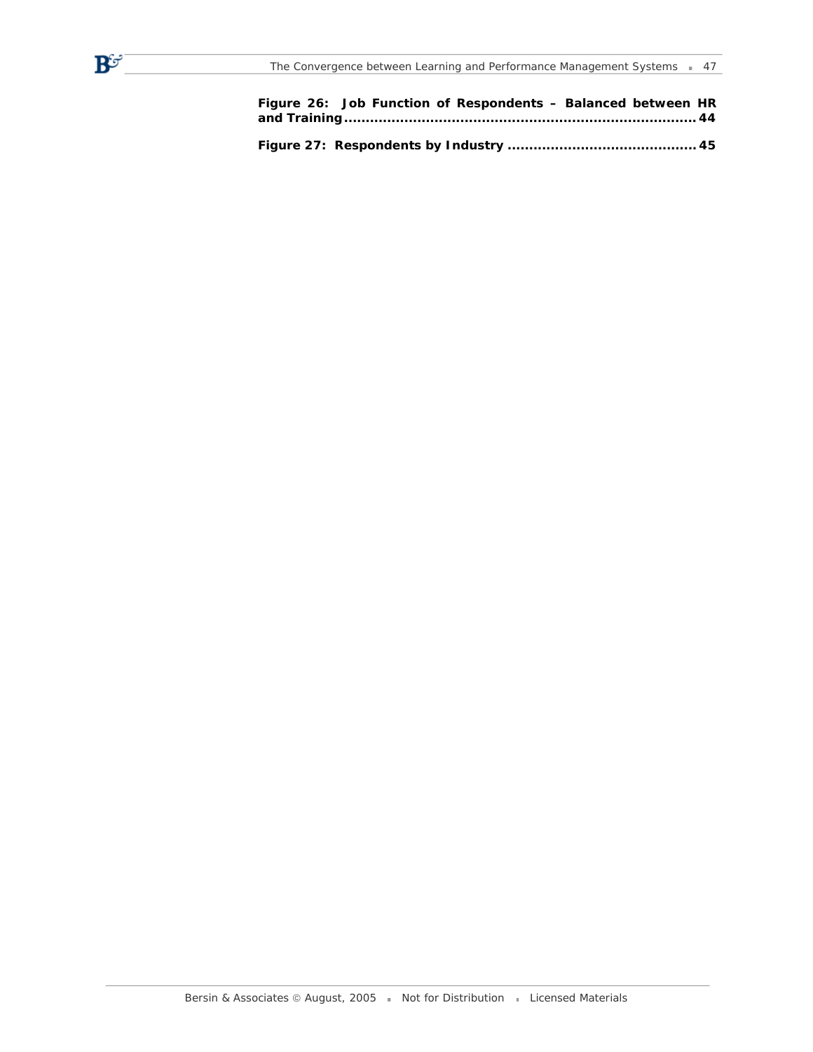**Figure 26: Job Function of Respondents – Balanced between HR and Training..........................................................................44**

**Figure 27: Respondents by Industry ...........................................45**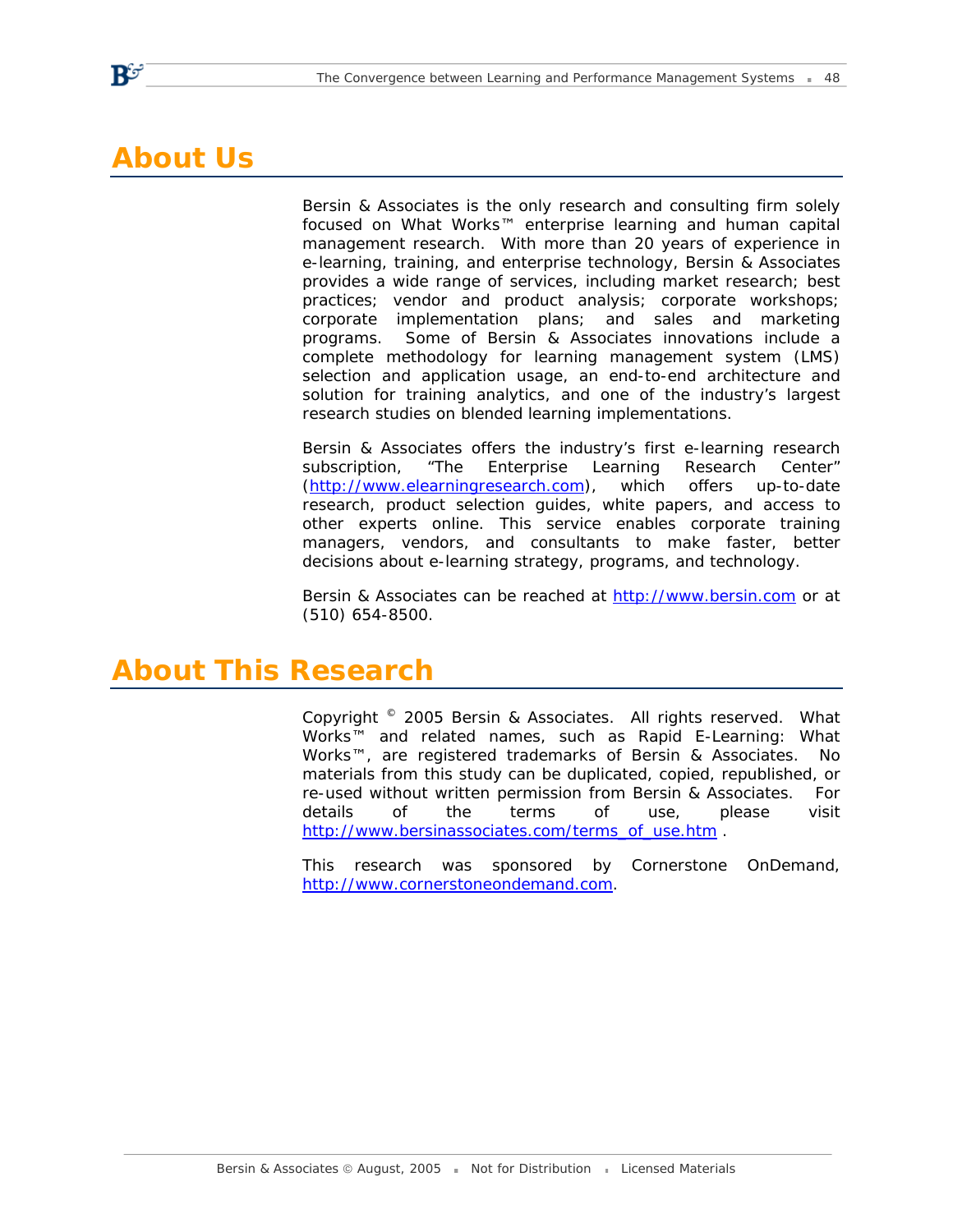# About Us

Bersin & Associates is the only research and consulting firm solely focused on What Works™ enterprise learning and human capital management research. With more than 20 years of experience in e-learning, training, and enterprise technology, Bersin & Associates provides a wide range of services, including market research; best practices; vendor and product analysis; corporate workshops; corporate implementation plans; and sales and marketing programs. Some of Bersin & Associates innovations include a complete methodology for learning management system (LMS) selection and application usage, an end-to-end architecture and solution for training analytics, and one of the industry's largest research studies on blended learning implementations.

Bersin & Associates offers the industry's first e-learning research subscription, "The Enterprise Learning Research Center" (http://www.elearningresearch.com), which offers up-to-date research, product selection guides, white papers, and access to other experts online. This service enables corporate training managers, vendors, and consultants to make faster, better decisions about e-learning strategy, programs, and technology.

Bersin & Associates can be reached at http://www.bersin.com or at (510) 654-8500.

# About This Research

Copyright © 2005 Bersin & Associates. All rights reserved. What Works™ and related names, such as Rapid E-Learning: What Works™, are registered trademarks of Bersin & Associates. No materials from this study can be duplicated, copied, republished, or re-used without written permission from Bersin & Associates. For details of the terms of use, please visit http://www.bersinassociates.com/terms_of_use.htm .

This research was sponsored by Cornerstone OnDemand, http://www.cornerstoneondemand.com.